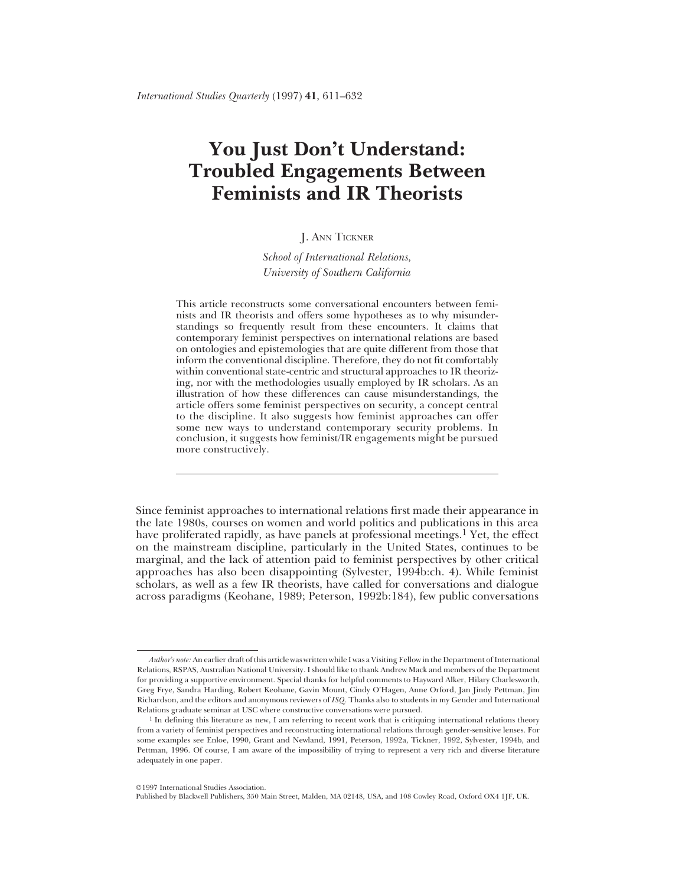# You Just Don't Understand: Troubled Engagements Between Feminists and IR Theorists

J. Ann Tickner

*School of International Relations, University of Southern California*

This article reconstructs some conversational encounters between feminists and IR theorists and offers some hypotheses as to why misunderstandings so frequently result from these encounters. It claims that contemporary feminist perspectives on international relations are based on ontologies and epistemologies that are quite different from those that inform the conventional discipline. Therefore, they do not fit comfortably within conventional state-centric and structural approaches to IR theorizing, nor with the methodologies usually employed by IR scholars. As an illustration of how these differences can cause misunderstandings, the article offers some feminist perspectives on security, a concept central to the discipline. It also suggests how feminist approaches can offer some new ways to understand contemporary security problems. In conclusion, it suggests how feminist/IR engagements might be pursued more constructively.

---

Since feminist approaches to international relations first made their appearance in the late 1980s, courses on women and world politics and publications in this area have proliferated rapidly, as have panels at professional meetings.[1] Yet, the effect on the mainstream discipline, particularly in the United States, continues to be marginal, and the lack of attention paid to feminist perspectives by other critical approaches has also been disappointing (Sylvester, 1994b:ch. 4). While feminist scholars, as well as a few IR theorists, have called for conversations and dialogue across paradigms (Keohane, 1989; Peterson, 1992b:184), few public conversations

*Author's note:* An earlier draft of this article was written while I was a Visiting Fellow in the Department of International Relations, RSPAS, Australian National University. I should like to thank Andrew Mack and members of the Department for providing a supportive environment. Special thanks for helpful comments to Hayward Alker, Hilary Charlesworth, Greg Frye, Sandra Harding, Robert Keohane, Gavin Mount, Cindy O'Hagen, Anne Orford, Jan Jindy Pettman, Jim Richardson, and the editors and anonymous reviewers of *ISQ*. Thanks also to students in my Gender and International Relations graduate seminar at USC where constructive conversations were pursued.

[1] In defining this literature as new, I am referring to recent work that is critiquing international relations theory from a variety of feminist perspectives and reconstructing international relations through gender-sensitive lenses. For some examples see Enloe, 1990, Grant and Newland, 1991, Peterson, 1992a, Tickner, 1992, Sylvester, 1994b, and Pettman, 1996. Of course, I am aware of the impossibility of trying to represent a very rich and diverse literature adequately in one paper.

©1997 International Studies Association.
Published by Blackwell Publishers, 350 Main Street, Malden, MA 02148, USA, and 108 Cowley Road, Oxford OX4 1JF, UK.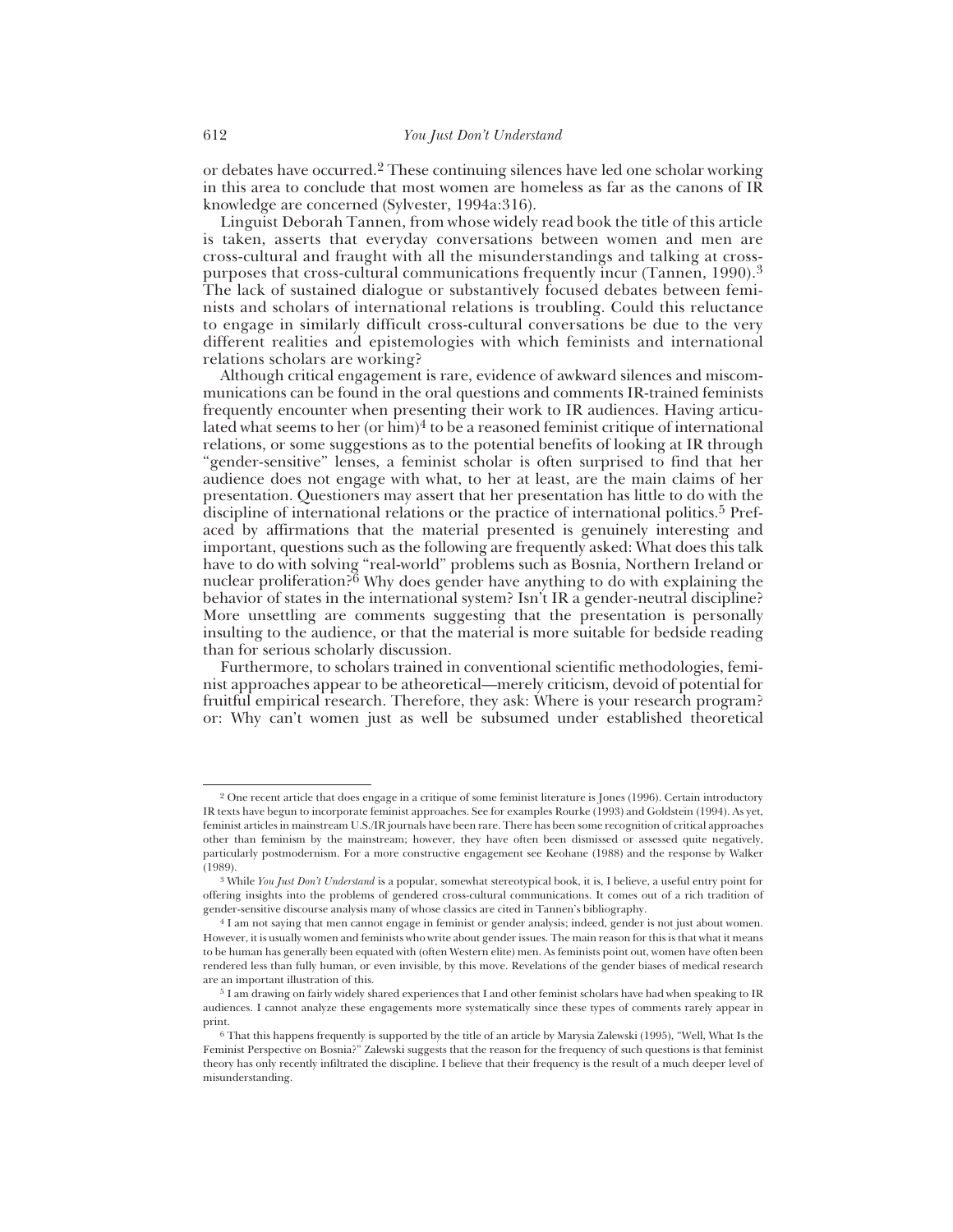or debates have occurred.[2] These continuing silences have led one scholar working in this area to conclude that most women are homeless as far as the canons of IR knowledge are concerned (Sylvester, 1994a:316).

Linguist Deborah Tannen, from whose widely read book the title of this article is taken, asserts that everyday conversations between women and men are cross-cultural and fraught with all the misunderstandings and talking at cross-purposes that cross-cultural communications frequently incur (Tannen, 1990).[3] The lack of sustained dialogue or substantively focused debates between feminists and scholars of international relations is troubling. Could this reluctance to engage in similarly difficult cross-cultural conversations be due to the very different realities and epistemologies with which feminists and international relations scholars are working?

Although critical engagement is rare, evidence of awkward silences and miscommunications can be found in the oral questions and comments IR-trained feminists frequently encounter when presenting their work to IR audiences. Having articulated what seems to her (or him)[4] to be a reasoned feminist critique of international relations, or some suggestions as to the potential benefits of looking at IR through "gender-sensitive" lenses, a feminist scholar is often surprised to find that her audience does not engage with what, to her at least, are the main claims of her presentation. Questioners may assert that her presentation has little to do with the discipline of international relations or the practice of international politics.[5] Prefaced by affirmations that the material presented is genuinely interesting and important, questions such as the following are frequently asked: What does this talk have to do with solving "real-world" problems such as Bosnia, Northern Ireland or nuclear proliferation?[6] Why does gender have anything to do with explaining the behavior of states in the international system? Isn't IR a gender-neutral discipline? More unsettling are comments suggesting that the presentation is personally insulting to the audience, or that the material is more suitable for bedside reading than for serious scholarly discussion.

Furthermore, to scholars trained in conventional scientific methodologies, feminist approaches appear to be atheoretical—merely criticism, devoid of potential for fruitful empirical research. Therefore, they ask: Where is your research program? or: Why can't women just as well be subsumed under established theoretical

---

[2] One recent article that does engage in a critique of some feminist literature is Jones (1996). Certain introductory IR texts have begun to incorporate feminist approaches. See for examples Rourke (1993) and Goldstein (1994). As yet, feminist articles in mainstream U.S./IR journals have been rare. There has been some recognition of critical approaches other than feminism by the mainstream; however, they have often been dismissed or assessed quite negatively, particularly postmodernism. For a more constructive engagement see Keohane (1988) and the response by Walker (1989).

[3] While *You Just Don't Understand* is a popular, somewhat stereotypical book, it is, I believe, a useful entry point for offering insights into the problems of gendered cross-cultural communications. It comes out of a rich tradition of gender-sensitive discourse analysis many of whose classics are cited in Tannen's bibliography.

[4] I am not saying that men cannot engage in feminist or gender analysis; indeed, gender is not just about women. However, it is usually women and feminists who write about gender issues. The main reason for this is that what it means to be human has generally been equated with (often Western elite) men. As feminists point out, women have often been rendered less than fully human, or even invisible, by this move. Revelations of the gender biases of medical research are an important illustration of this.

[5] I am drawing on fairly widely shared experiences that I and other feminist scholars have had when speaking to IR audiences. I cannot analyze these engagements more systematically since these types of comments rarely appear in print.

[6] That this happens frequently is supported by the title of an article by Marysia Zalewski (1995), "Well, What Is the Feminist Perspective on Bosnia?" Zalewski suggests that the reason for the frequency of such questions is that feminist theory has only recently infiltrated the discipline. I believe that their frequency is the result of a much deeper level of misunderstanding.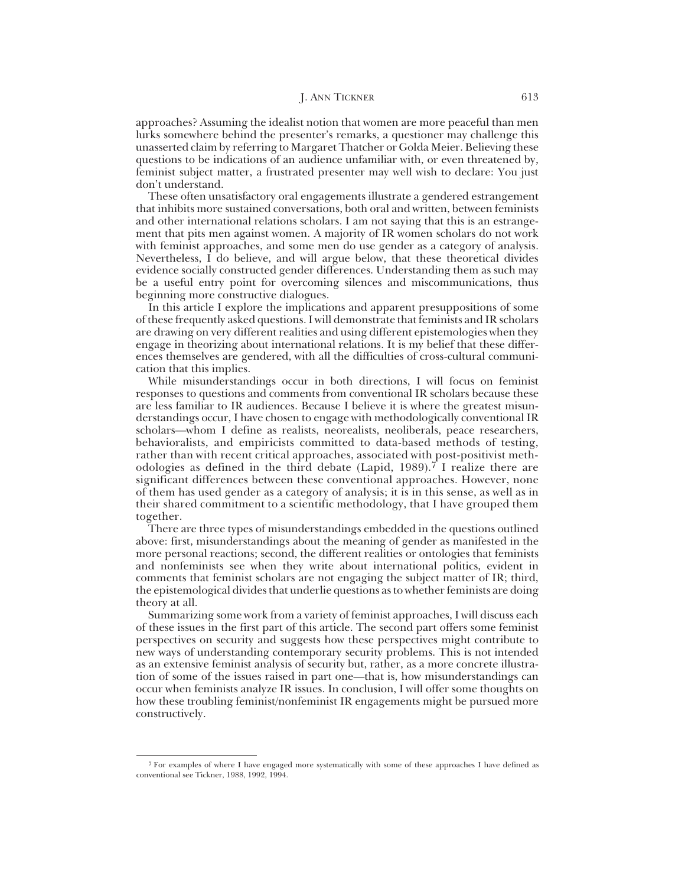approaches? Assuming the idealist notion that women are more peaceful than men lurks somewhere behind the presenter's remarks, a questioner may challenge this unasserted claim by referring to Margaret Thatcher or Golda Meier. Believing these questions to be indications of an audience unfamiliar with, or even threatened by, feminist subject matter, a frustrated presenter may well wish to declare: You just don't understand.

These often unsatisfactory oral engagements illustrate a gendered estrangement that inhibits more sustained conversations, both oral and written, between feminists and other international relations scholars. I am not saying that this is an estrangement that pits men against women. A majority of IR women scholars do not work with feminist approaches, and some men do use gender as a category of analysis. Nevertheless, I do believe, and will argue below, that these theoretical divides evidence socially constructed gender differences. Understanding them as such may be a useful entry point for overcoming silences and miscommunications, thus beginning more constructive dialogues.

In this article I explore the implications and apparent presuppositions of some of these frequently asked questions. I will demonstrate that feminists and IR scholars are drawing on very different realities and using different epistemologies when they engage in theorizing about international relations. It is my belief that these differences themselves are gendered, with all the difficulties of cross-cultural communication that this implies.

While misunderstandings occur in both directions, I will focus on feminist responses to questions and comments from conventional IR scholars because these are less familiar to IR audiences. Because I believe it is where the greatest misunderstandings occur, I have chosen to engage with methodologically conventional IR scholars—whom I define as realists, neorealists, neoliberals, peace researchers, behavioralists, and empiricists committed to data-based methods of testing, rather than with recent critical approaches, associated with post-positivist methodologies as defined in the third debate (Lapid, 1989).[7] I realize there are significant differences between these conventional approaches. However, none of them has used gender as a category of analysis; it is in this sense, as well as in their shared commitment to a scientific methodology, that I have grouped them together.

There are three types of misunderstandings embedded in the questions outlined above: first, misunderstandings about the meaning of gender as manifested in the more personal reactions; second, the different realities or ontologies that feminists and nonfeminists see when they write about international politics, evident in comments that feminist scholars are not engaging the subject matter of IR; third, the epistemological divides that underlie questions as to whether feminists are doing theory at all.

Summarizing some work from a variety of feminist approaches, I will discuss each of these issues in the first part of this article. The second part offers some feminist perspectives on security and suggests how these perspectives might contribute to new ways of understanding contemporary security problems. This is not intended as an extensive feminist analysis of security but, rather, as a more concrete illustration of some of the issues raised in part one—that is, how misunderstandings can occur when feminists analyze IR issues. In conclusion, I will offer some thoughts on how these troubling feminist/nonfeminist IR engagements might be pursued more constructively.

---

[7] For examples of where I have engaged more systematically with some of these approaches I have defined as conventional see Tickner, 1988, 1992, 1994.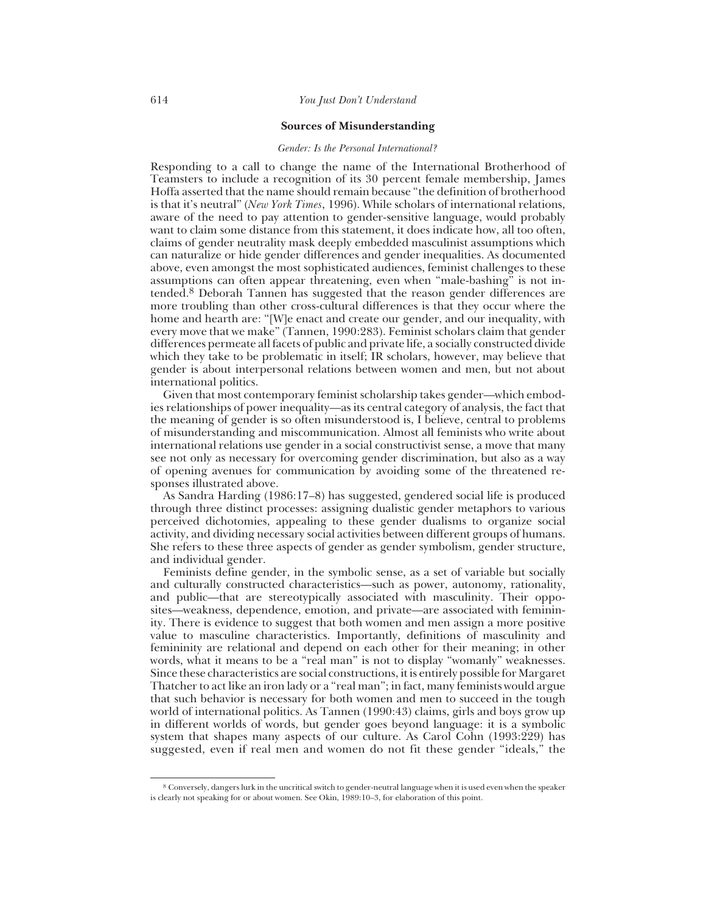## Sources of Misunderstanding

### *Gender: Is the Personal International?*

Responding to a call to change the name of the International Brotherhood of Teamsters to include a recognition of its 30 percent female membership, James Hoffa asserted that the name should remain because "the definition of brotherhood is that it's neutral" (*New York Times*, 1996). While scholars of international relations, aware of the need to pay attention to gender-sensitive language, would probably want to claim some distance from this statement, it does indicate how, all too often, claims of gender neutrality mask deeply embedded masculinist assumptions which can naturalize or hide gender differences and gender inequalities. As documented above, even amongst the most sophisticated audiences, feminist challenges to these assumptions can often appear threatening, even when "male-bashing" is not intended.[8] Deborah Tannen has suggested that the reason gender differences are more troubling than other cross-cultural differences is that they occur where the home and hearth are: "[W]e enact and create our gender, and our inequality, with every move that we make" (Tannen, 1990:283). Feminist scholars claim that gender differences permeate all facets of public and private life, a socially constructed divide which they take to be problematic in itself; IR scholars, however, may believe that gender is about interpersonal relations between women and men, but not about international politics.

Given that most contemporary feminist scholarship takes gender—which embodies relationships of power inequality—as its central category of analysis, the fact that the meaning of gender is so often misunderstood is, I believe, central to problems of misunderstanding and miscommunication. Almost all feminists who write about international relations use gender in a social constructivist sense, a move that many see not only as necessary for overcoming gender discrimination, but also as a way of opening avenues for communication by avoiding some of the threatened responses illustrated above.

As Sandra Harding (1986:17–8) has suggested, gendered social life is produced through three distinct processes: assigning dualistic gender metaphors to various perceived dichotomies, appealing to these gender dualisms to organize social activity, and dividing necessary social activities between different groups of humans. She refers to these three aspects of gender as gender symbolism, gender structure, and individual gender.

Feminists define gender, in the symbolic sense, as a set of variable but socially and culturally constructed characteristics—such as power, autonomy, rationality, and public—that are stereotypically associated with masculinity. Their opposites—weakness, dependence, emotion, and private—are associated with femininity. There is evidence to suggest that both women and men assign a more positive value to masculine characteristics. Importantly, definitions of masculinity and femininity are relational and depend on each other for their meaning; in other words, what it means to be a "real man" is not to display "womanly" weaknesses. Since these characteristics are social constructions, it is entirely possible for Margaret Thatcher to act like an iron lady or a "real man"; in fact, many feminists would argue that such behavior is necessary for both women and men to succeed in the tough world of international politics. As Tannen (1990:43) claims, girls and boys grow up in different worlds of words, but gender goes beyond language: it is a symbolic system that shapes many aspects of our culture. As Carol Cohn (1993:229) has suggested, even if real men and women do not fit these gender "ideals," the

[8] Conversely, dangers lurk in the uncritical switch to gender-neutral language when it is used even when the speaker is clearly not speaking for or about women. See Okin, 1989:10–3, for elaboration of this point.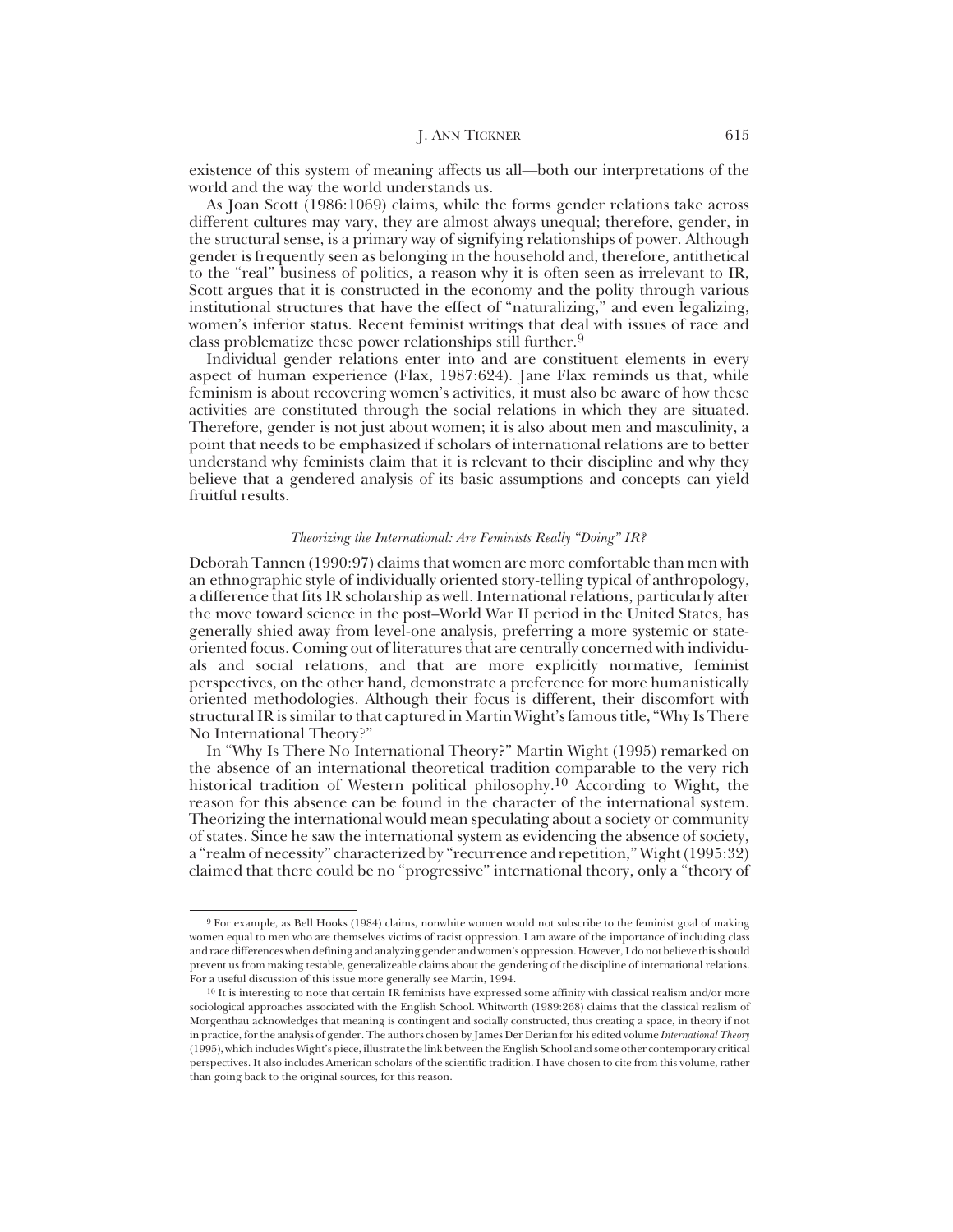existence of this system of meaning affects us all—both our interpretations of the world and the way the world understands us.

As Joan Scott (1986:1069) claims, while the forms gender relations take across different cultures may vary, they are almost always unequal; therefore, gender, in the structural sense, is a primary way of signifying relationships of power. Although gender is frequently seen as belonging in the household and, therefore, antithetical to the "real" business of politics, a reason why it is often seen as irrelevant to IR, Scott argues that it is constructed in the economy and the polity through various institutional structures that have the effect of "naturalizing," and even legalizing, women's inferior status. Recent feminist writings that deal with issues of race and class problematize these power relationships still further.[9]

Individual gender relations enter into and are constituent elements in every aspect of human experience (Flax, 1987:624). Jane Flax reminds us that, while feminism is about recovering women's activities, it must also be aware of how these activities are constituted through the social relations in which they are situated. Therefore, gender is not just about women; it is also about men and masculinity, a point that needs to be emphasized if scholars of international relations are to better understand why feminists claim that it is relevant to their discipline and why they believe that a gendered analysis of its basic assumptions and concepts can yield fruitful results.

### *Theorizing the International: Are Feminists Really "Doing" IR?*

Deborah Tannen (1990:97) claims that women are more comfortable than men with an ethnographic style of individually oriented story-telling typical of anthropology, a difference that fits IR scholarship as well. International relations, particularly after the move toward science in the post–World War II period in the United States, has generally shied away from level-one analysis, preferring a more systemic or state-oriented focus. Coming out of literatures that are centrally concerned with individuals and social relations, and that are more explicitly normative, feminist perspectives, on the other hand, demonstrate a preference for more humanistically oriented methodologies. Although their focus is different, their discomfort with structural IR is similar to that captured in Martin Wight's famous title, "Why Is There No International Theory?"

In "Why Is There No International Theory?" Martin Wight (1995) remarked on the absence of an international theoretical tradition comparable to the very rich historical tradition of Western political philosophy.[10] According to Wight, the reason for this absence can be found in the character of the international system. Theorizing the international would mean speculating about a society or community of states. Since he saw the international system as evidencing the absence of society, a "realm of necessity" characterized by "recurrence and repetition," Wight (1995:32) claimed that there could be no "progressive" international theory, only a "theory of

---

[9] For example, as Bell Hooks (1984) claims, nonwhite women would not subscribe to the feminist goal of making women equal to men who are themselves victims of racist oppression. I am aware of the importance of including class and race differences when defining and analyzing gender and women's oppression. However, I do not believe this should prevent us from making testable, generalizeable claims about the gendering of the discipline of international relations. For a useful discussion of this issue more generally see Martin, 1994.

[10] It is interesting to note that certain IR feminists have expressed some affinity with classical realism and/or more sociological approaches associated with the English School. Whitworth (1989:268) claims that the classical realism of Morgenthau acknowledges that meaning is contingent and socially constructed, thus creating a space, in theory if not in practice, for the analysis of gender. The authors chosen by James Der Derian for his edited volume *International Theory* (1995), which includes Wight's piece, illustrate the link between the English School and some other contemporary critical perspectives. It also includes American scholars of the scientific tradition. I have chosen to cite from this volume, rather than going back to the original sources, for this reason.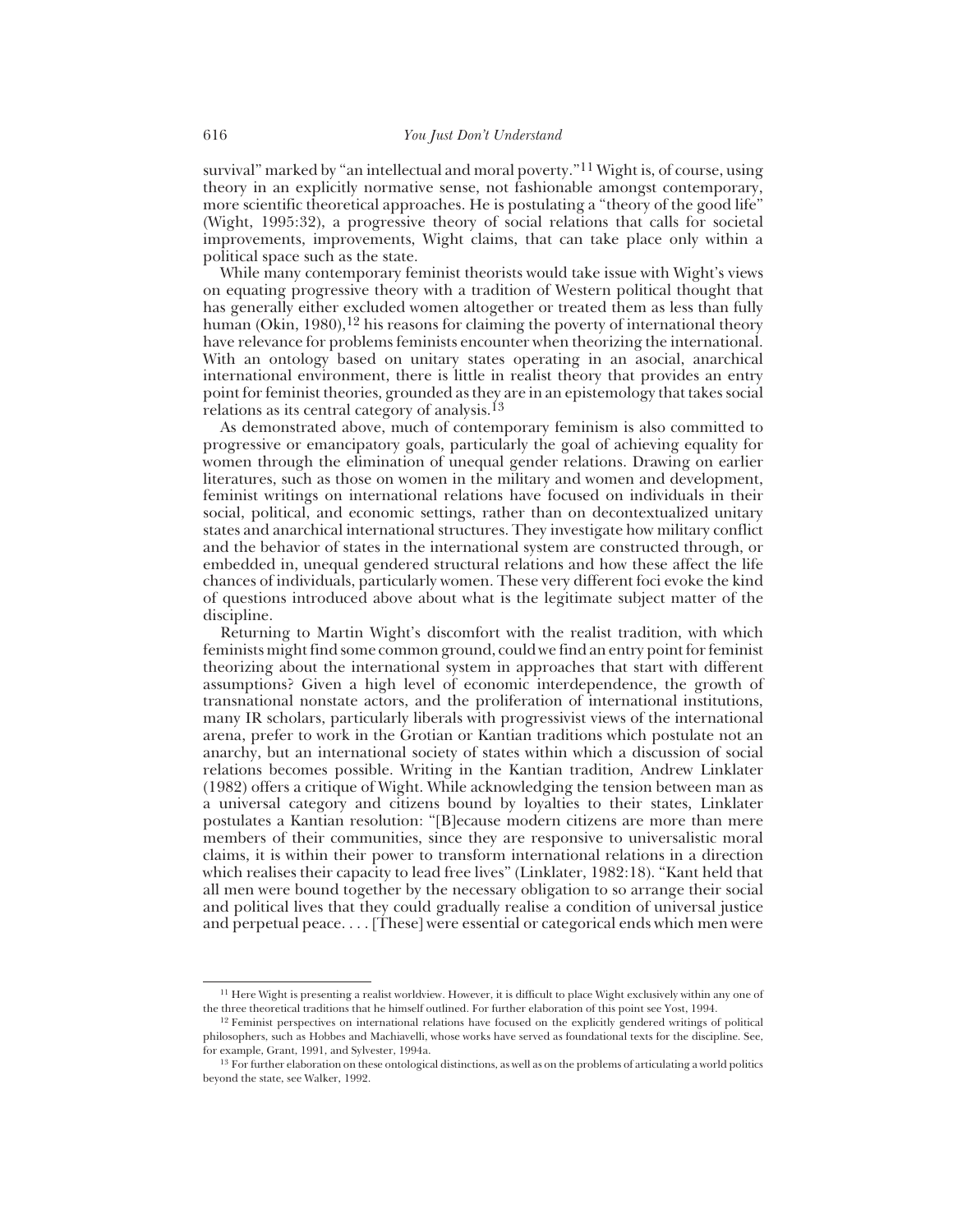survival" marked by "an intellectual and moral poverty."[11] Wight is, of course, using theory in an explicitly normative sense, not fashionable amongst contemporary, more scientific theoretical approaches. He is postulating a "theory of the good life" (Wight, 1995:32), a progressive theory of social relations that calls for societal improvements, improvements, Wight claims, that can take place only within a political space such as the state.

While many contemporary feminist theorists would take issue with Wight's views on equating progressive theory with a tradition of Western political thought that has generally either excluded women altogether or treated them as less than fully human (Okin, 1980),[12] his reasons for claiming the poverty of international theory have relevance for problems feminists encounter when theorizing the international. With an ontology based on unitary states operating in an asocial, anarchical international environment, there is little in realist theory that provides an entry point for feminist theories, grounded as they are in an epistemology that takes social relations as its central category of analysis.[13]

As demonstrated above, much of contemporary feminism is also committed to progressive or emancipatory goals, particularly the goal of achieving equality for women through the elimination of unequal gender relations. Drawing on earlier literatures, such as those on women in the military and women and development, feminist writings on international relations have focused on individuals in their social, political, and economic settings, rather than on decontextualized unitary states and anarchical international structures. They investigate how military conflict and the behavior of states in the international system are constructed through, or embedded in, unequal gendered structural relations and how these affect the life chances of individuals, particularly women. These very different foci evoke the kind of questions introduced above about what is the legitimate subject matter of the discipline.

Returning to Martin Wight's discomfort with the realist tradition, with which feminists might find some common ground, could we find an entry point for feminist theorizing about the international system in approaches that start with different assumptions? Given a high level of economic interdependence, the growth of transnational nonstate actors, and the proliferation of international institutions, many IR scholars, particularly liberals with progressivist views of the international arena, prefer to work in the Grotian or Kantian traditions which postulate not an anarchy, but an international society of states within which a discussion of social relations becomes possible. Writing in the Kantian tradition, Andrew Linklater (1982) offers a critique of Wight. While acknowledging the tension between man as a universal category and citizens bound by loyalties to their states, Linklater postulates a Kantian resolution: "[B]ecause modern citizens are more than mere members of their communities, since they are responsive to universalistic moral claims, it is within their power to transform international relations in a direction which realises their capacity to lead free lives" (Linklater, 1982:18). "Kant held that all men were bound together by the necessary obligation to so arrange their social and political lives that they could gradually realise a condition of universal justice and perpetual peace. . . . [These] were essential or categorical ends which men were

[11] Here Wight is presenting a realist worldview. However, it is difficult to place Wight exclusively within any one of the three theoretical traditions that he himself outlined. For further elaboration of this point see Yost, 1994.

[12] Feminist perspectives on international relations have focused on the explicitly gendered writings of political philosophers, such as Hobbes and Machiavelli, whose works have served as foundational texts for the discipline. See, for example, Grant, 1991, and Sylvester, 1994a.

[13] For further elaboration on these ontological distinctions, as well as on the problems of articulating a world politics beyond the state, see Walker, 1992.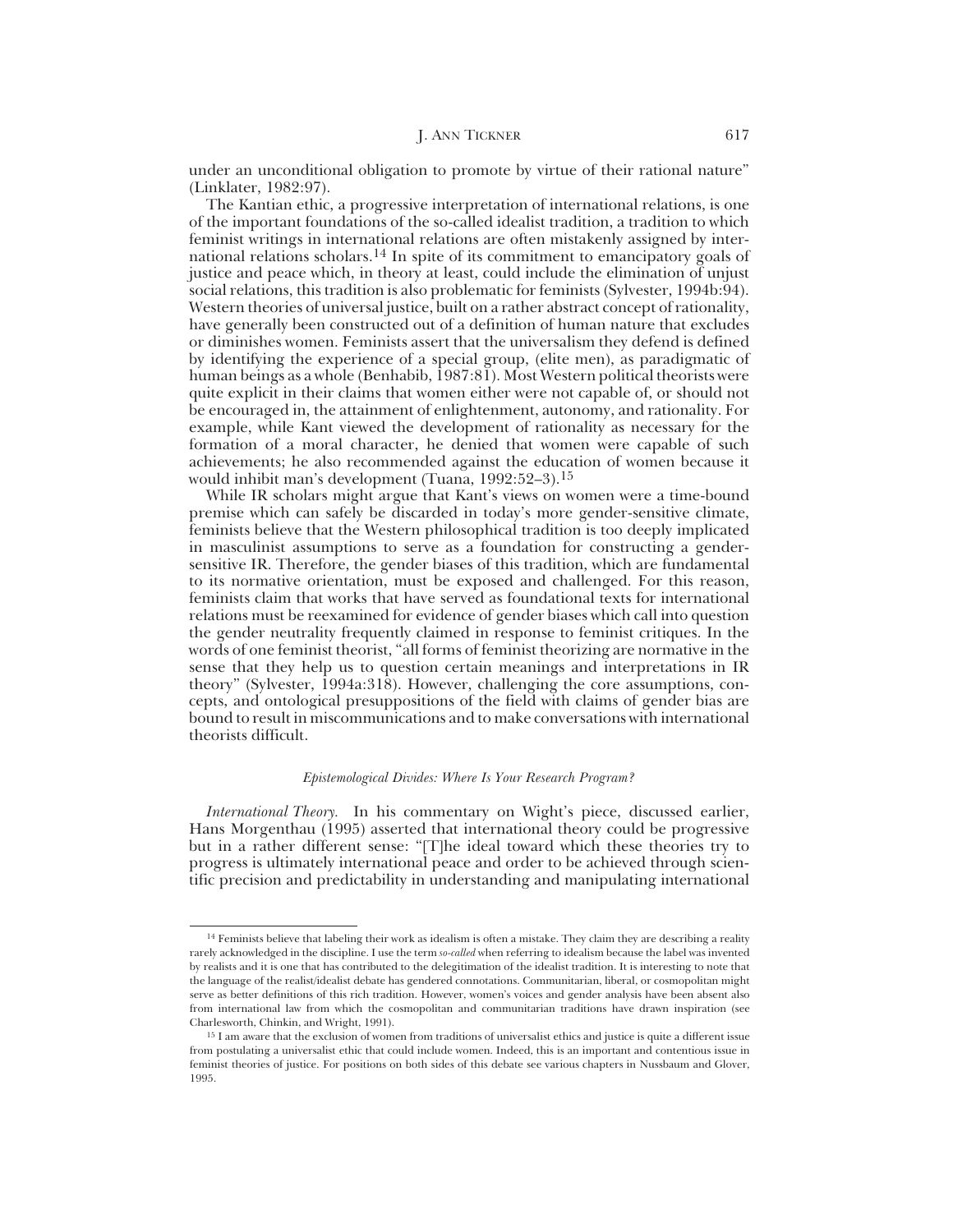under an unconditional obligation to promote by virtue of their rational nature" (Linklater, 1982:97).

The Kantian ethic, a progressive interpretation of international relations, is one of the important foundations of the so-called idealist tradition, a tradition to which feminist writings in international relations are often mistakenly assigned by international relations scholars.[14] In spite of its commitment to emancipatory goals of justice and peace which, in theory at least, could include the elimination of unjust social relations, this tradition is also problematic for feminists (Sylvester, 1994b:94). Western theories of universal justice, built on a rather abstract concept of rationality, have generally been constructed out of a definition of human nature that excludes or diminishes women. Feminists assert that the universalism they defend is defined by identifying the experience of a special group, (elite men), as paradigmatic of human beings as a whole (Benhabib, 1987:81). Most Western political theorists were quite explicit in their claims that women either were not capable of, or should not be encouraged in, the attainment of enlightenment, autonomy, and rationality. For example, while Kant viewed the development of rationality as necessary for the formation of a moral character, he denied that women were capable of such achievements; he also recommended against the education of women because it would inhibit man's development (Tuana, 1992:52–3).[15]

While IR scholars might argue that Kant's views on women were a time-bound premise which can safely be discarded in today's more gender-sensitive climate, feminists believe that the Western philosophical tradition is too deeply implicated in masculinist assumptions to serve as a foundation for constructing a gender-sensitive IR. Therefore, the gender biases of this tradition, which are fundamental to its normative orientation, must be exposed and challenged. For this reason, feminists claim that works that have served as foundational texts for international relations must be reexamined for evidence of gender biases which call into question the gender neutrality frequently claimed in response to feminist critiques. In the words of one feminist theorist, "all forms of feminist theorizing are normative in the sense that they help us to question certain meanings and interpretations in IR theory" (Sylvester, 1994a:318). However, challenging the core assumptions, concepts, and ontological presuppositions of the field with claims of gender bias are bound to result in miscommunications and to make conversations with international theorists difficult.

### *Epistemological Divides: Where Is Your Research Program?*

*International Theory.* In his commentary on Wight's piece, discussed earlier, Hans Morgenthau (1995) asserted that international theory could be progressive but in a rather different sense: "[T]he ideal toward which these theories try to progress is ultimately international peace and order to be achieved through scientific precision and predictability in understanding and manipulating international

---

[14] Feminists believe that labeling their work as idealism is often a mistake. They claim they are describing a reality rarely acknowledged in the discipline. I use the term *so-called* when referring to idealism because the label was invented by realists and it is one that has contributed to the delegitimation of the idealist tradition. It is interesting to note that the language of the realist/idealist debate has gendered connotations. Communitarian, liberal, or cosmopolitan might serve as better definitions of this rich tradition. However, women's voices and gender analysis have been absent also from international law from which the cosmopolitan and communitarian traditions have drawn inspiration (see Charlesworth, Chinkin, and Wright, 1991).

[15] I am aware that the exclusion of women from traditions of universalist ethics and justice is quite a different issue from postulating a universalist ethic that could include women. Indeed, this is an important and contentious issue in feminist theories of justice. For positions on both sides of this debate see various chapters in Nussbaum and Glover, 1995.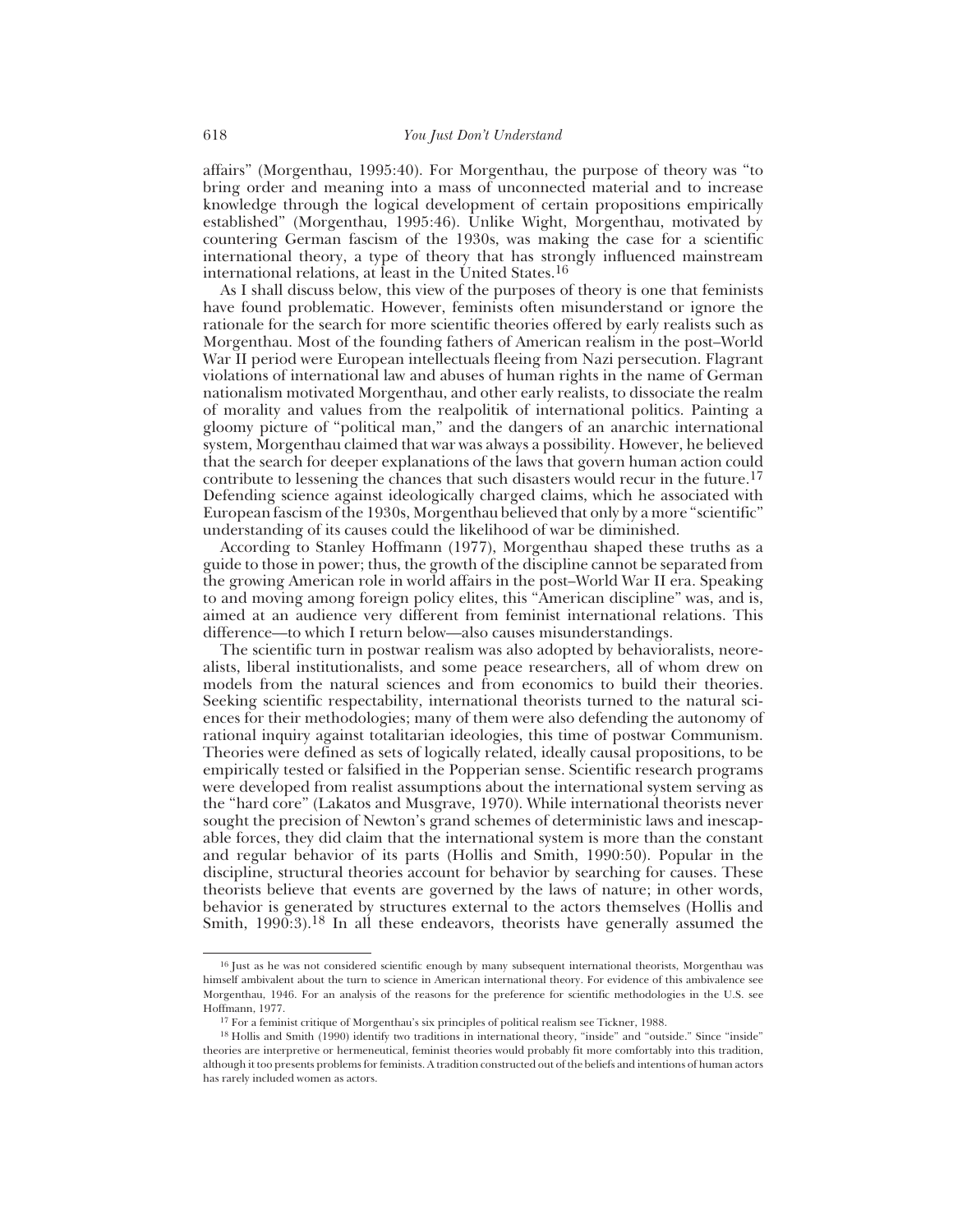affairs" (Morgenthau, 1995:40). For Morgenthau, the purpose of theory was "to bring order and meaning into a mass of unconnected material and to increase knowledge through the logical development of certain propositions empirically established" (Morgenthau, 1995:46). Unlike Wight, Morgenthau, motivated by countering German fascism of the 1930s, was making the case for a scientific international theory, a type of theory that has strongly influenced mainstream international relations, at least in the United States.[16]

As I shall discuss below, this view of the purposes of theory is one that feminists have found problematic. However, feminists often misunderstand or ignore the rationale for the search for more scientific theories offered by early realists such as Morgenthau. Most of the founding fathers of American realism in the post–World War II period were European intellectuals fleeing from Nazi persecution. Flagrant violations of international law and abuses of human rights in the name of German nationalism motivated Morgenthau, and other early realists, to dissociate the realm of morality and values from the realpolitik of international politics. Painting a gloomy picture of "political man," and the dangers of an anarchic international system, Morgenthau claimed that war was always a possibility. However, he believed that the search for deeper explanations of the laws that govern human action could contribute to lessening the chances that such disasters would recur in the future.[17] Defending science against ideologically charged claims, which he associated with European fascism of the 1930s, Morgenthau believed that only by a more "scientific" understanding of its causes could the likelihood of war be diminished.

According to Stanley Hoffmann (1977), Morgenthau shaped these truths as a guide to those in power; thus, the growth of the discipline cannot be separated from the growing American role in world affairs in the post–World War II era. Speaking to and moving among foreign policy elites, this "American discipline" was, and is, aimed at an audience very different from feminist international relations. This difference—to which I return below—also causes misunderstandings.

The scientific turn in postwar realism was also adopted by behavioralists, neorealists, liberal institutionalists, and some peace researchers, all of whom drew on models from the natural sciences and from economics to build their theories. Seeking scientific respectability, international theorists turned to the natural sciences for their methodologies; many of them were also defending the autonomy of rational inquiry against totalitarian ideologies, this time of postwar Communism. Theories were defined as sets of logically related, ideally causal propositions, to be empirically tested or falsified in the Popperian sense. Scientific research programs were developed from realist assumptions about the international system serving as the "hard core" (Lakatos and Musgrave, 1970). While international theorists never sought the precision of Newton's grand schemes of deterministic laws and inescapable forces, they did claim that the international system is more than the constant and regular behavior of its parts (Hollis and Smith, 1990:50). Popular in the discipline, structural theories account for behavior by searching for causes. These theorists believe that events are governed by the laws of nature; in other words, behavior is generated by structures external to the actors themselves (Hollis and Smith, 1990:3).[18] In all these endeavors, theorists have generally assumed the

---

[16] Just as he was not considered scientific enough by many subsequent international theorists, Morgenthau was himself ambivalent about the turn to science in American international theory. For evidence of this ambivalence see Morgenthau, 1946. For an analysis of the reasons for the preference for scientific methodologies in the U.S. see Hoffmann, 1977.

[17] For a feminist critique of Morgenthau's six principles of political realism see Tickner, 1988.

[18] Hollis and Smith (1990) identify two traditions in international theory, "inside" and "outside." Since "inside" theories are interpretive or hermeneutical, feminist theories would probably fit more comfortably into this tradition, although it too presents problems for feminists. A tradition constructed out of the beliefs and intentions of human actors has rarely included women as actors.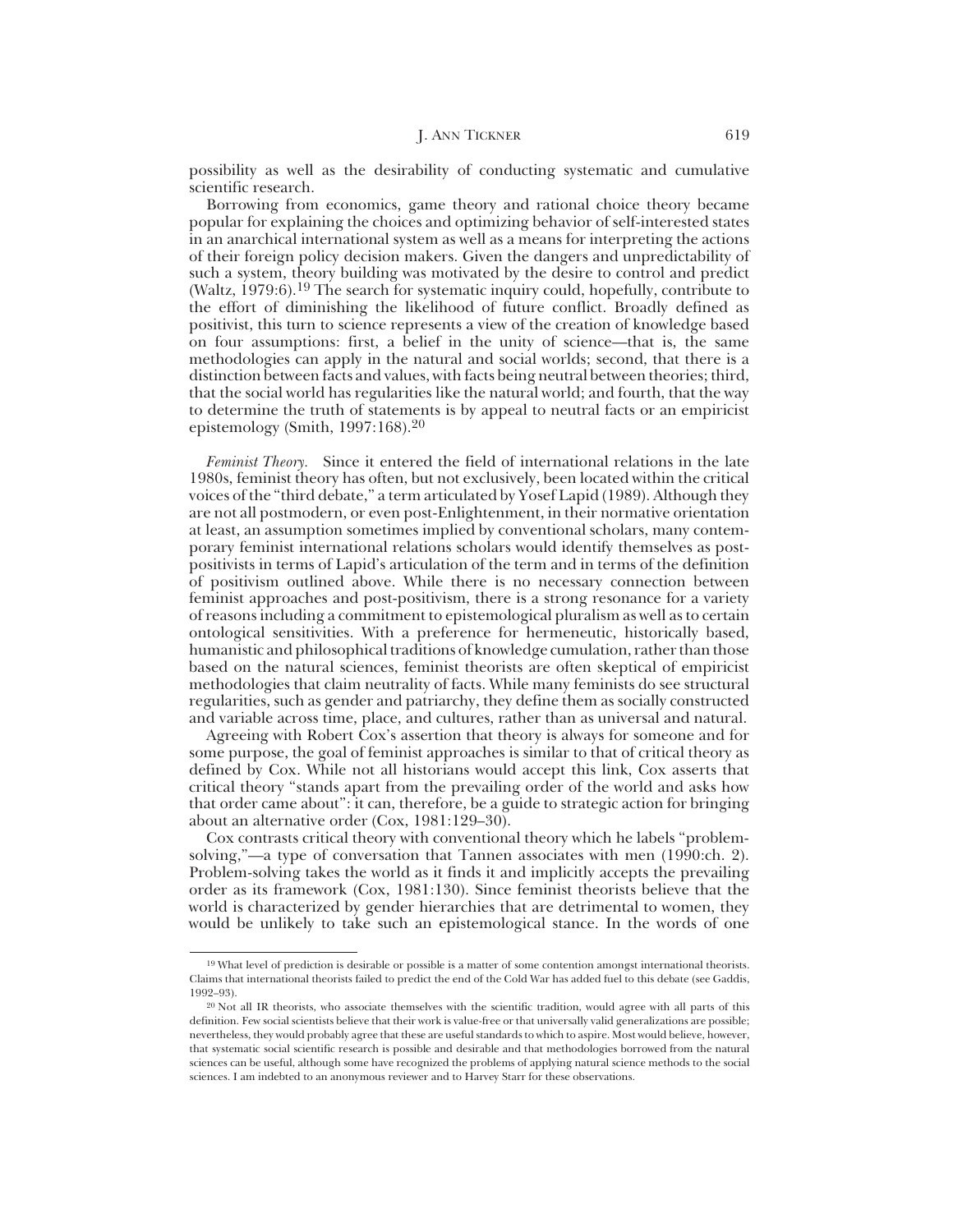possibility as well as the desirability of conducting systematic and cumulative scientific research.

Borrowing from economics, game theory and rational choice theory became popular for explaining the choices and optimizing behavior of self-interested states in an anarchical international system as well as a means for interpreting the actions of their foreign policy decision makers. Given the dangers and unpredictability of such a system, theory building was motivated by the desire to control and predict (Waltz, 1979:6).[19] The search for systematic inquiry could, hopefully, contribute to the effort of diminishing the likelihood of future conflict. Broadly defined as positivist, this turn to science represents a view of the creation of knowledge based on four assumptions: first, a belief in the unity of science—that is, the same methodologies can apply in the natural and social worlds; second, that there is a distinction between facts and values, with facts being neutral between theories; third, that the social world has regularities like the natural world; and fourth, that the way to determine the truth of statements is by appeal to neutral facts or an empiricist epistemology (Smith, 1997:168).[20]

*Feminist Theory.* Since it entered the field of international relations in the late 1980s, feminist theory has often, but not exclusively, been located within the critical voices of the "third debate," a term articulated by Yosef Lapid (1989). Although they are not all postmodern, or even post-Enlightenment, in their normative orientation at least, an assumption sometimes implied by conventional scholars, many contemporary feminist international relations scholars would identify themselves as post-positivists in terms of Lapid's articulation of the term and in terms of the definition of positivism outlined above. While there is no necessary connection between feminist approaches and post-positivism, there is a strong resonance for a variety of reasons including a commitment to epistemological pluralism as well as to certain ontological sensitivities. With a preference for hermeneutic, historically based, humanistic and philosophical traditions of knowledge cumulation, rather than those based on the natural sciences, feminist theorists are often skeptical of empiricist methodologies that claim neutrality of facts. While many feminists do see structural regularities, such as gender and patriarchy, they define them as socially constructed and variable across time, place, and cultures, rather than as universal and natural.

Agreeing with Robert Cox's assertion that theory is always for someone and for some purpose, the goal of feminist approaches is similar to that of critical theory as defined by Cox. While not all historians would accept this link, Cox asserts that critical theory "stands apart from the prevailing order of the world and asks how that order came about": it can, therefore, be a guide to strategic action for bringing about an alternative order (Cox, 1981:129–30).

Cox contrasts critical theory with conventional theory which he labels "problem-solving,"—a type of conversation that Tannen associates with men (1990:ch. 2). Problem-solving takes the world as it finds it and implicitly accepts the prevailing order as its framework (Cox, 1981:130). Since feminist theorists believe that the world is characterized by gender hierarchies that are detrimental to women, they would be unlikely to take such an epistemological stance. In the words of one

---

[19] What level of prediction is desirable or possible is a matter of some contention amongst international theorists. Claims that international theorists failed to predict the end of the Cold War has added fuel to this debate (see Gaddis, 1992–93).

[20] Not all IR theorists, who associate themselves with the scientific tradition, would agree with all parts of this definition. Few social scientists believe that their work is value-free or that universally valid generalizations are possible; nevertheless, they would probably agree that these are useful standards to which to aspire. Most would believe, however, that systematic social scientific research is possible and desirable and that methodologies borrowed from the natural sciences can be useful, although some have recognized the problems of applying natural science methods to the social sciences. I am indebted to an anonymous reviewer and to Harvey Starr for these observations.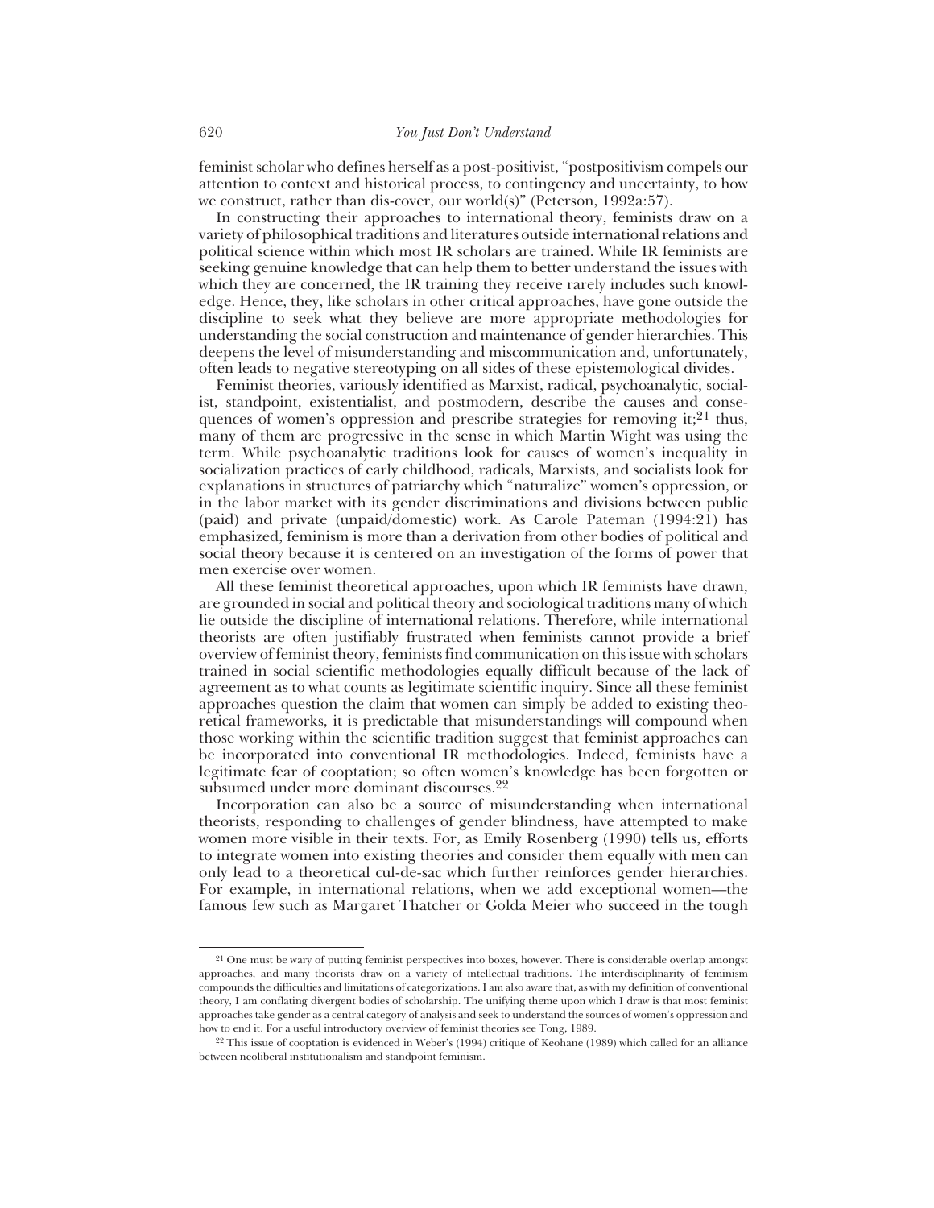feminist scholar who defines herself as a post-positivist, "postpositivism compels our attention to context and historical process, to contingency and uncertainty, to how we construct, rather than dis-cover, our world(s)" (Peterson, 1992a:57).

In constructing their approaches to international theory, feminists draw on a variety of philosophical traditions and literatures outside international relations and political science within which most IR scholars are trained. While IR feminists are seeking genuine knowledge that can help them to better understand the issues with which they are concerned, the IR training they receive rarely includes such knowledge. Hence, they, like scholars in other critical approaches, have gone outside the discipline to seek what they believe are more appropriate methodologies for understanding the social construction and maintenance of gender hierarchies. This deepens the level of misunderstanding and miscommunication and, unfortunately, often leads to negative stereotyping on all sides of these epistemological divides.

Feminist theories, variously identified as Marxist, radical, psychoanalytic, socialist, standpoint, existentialist, and postmodern, describe the causes and consequences of women's oppression and prescribe strategies for removing it;[21] thus, many of them are progressive in the sense in which Martin Wight was using the term. While psychoanalytic traditions look for causes of women's inequality in socialization practices of early childhood, radicals, Marxists, and socialists look for explanations in structures of patriarchy which "naturalize" women's oppression, or in the labor market with its gender discriminations and divisions between public (paid) and private (unpaid/domestic) work. As Carole Pateman (1994:21) has emphasized, feminism is more than a derivation from other bodies of political and social theory because it is centered on an investigation of the forms of power that men exercise over women.

All these feminist theoretical approaches, upon which IR feminists have drawn, are grounded in social and political theory and sociological traditions many of which lie outside the discipline of international relations. Therefore, while international theorists are often justifiably frustrated when feminists cannot provide a brief overview of feminist theory, feminists find communication on this issue with scholars trained in social scientific methodologies equally difficult because of the lack of agreement as to what counts as legitimate scientific inquiry. Since all these feminist approaches question the claim that women can simply be added to existing theoretical frameworks, it is predictable that misunderstandings will compound when those working within the scientific tradition suggest that feminist approaches can be incorporated into conventional IR methodologies. Indeed, feminists have a legitimate fear of cooptation; so often women's knowledge has been forgotten or subsumed under more dominant discourses.[22]

Incorporation can also be a source of misunderstanding when international theorists, responding to challenges of gender blindness, have attempted to make women more visible in their texts. For, as Emily Rosenberg (1990) tells us, efforts to integrate women into existing theories and consider them equally with men can only lead to a theoretical cul-de-sac which further reinforces gender hierarchies. For example, in international relations, when we add exceptional women—the famous few such as Margaret Thatcher or Golda Meier who succeed in the tough

---

[21] One must be wary of putting feminist perspectives into boxes, however. There is considerable overlap amongst approaches, and many theorists draw on a variety of intellectual traditions. The interdisciplinarity of feminism compounds the difficulties and limitations of categorizations. I am also aware that, as with my definition of conventional theory, I am conflating divergent bodies of scholarship. The unifying theme upon which I draw is that most feminist approaches take gender as a central category of analysis and seek to understand the sources of women's oppression and how to end it. For a useful introductory overview of feminist theories see Tong, 1989.

[22] This issue of cooptation is evidenced in Weber's (1994) critique of Keohane (1989) which called for an alliance between neoliberal institutionalism and standpoint feminism.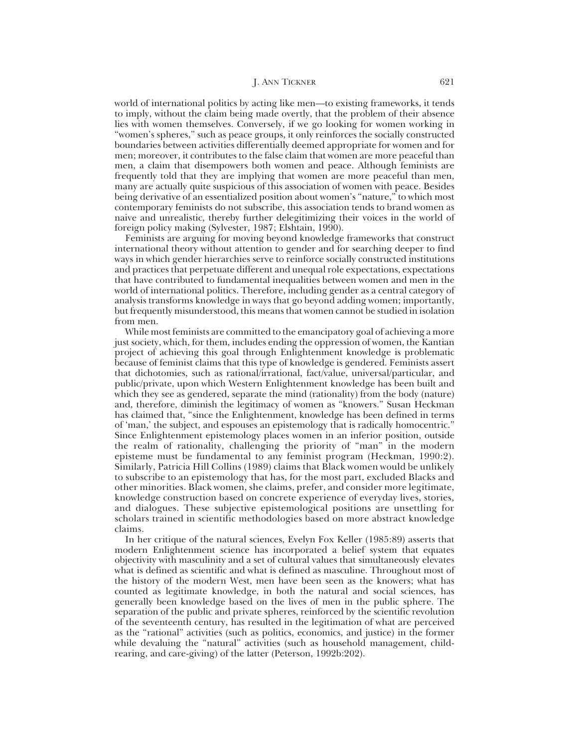world of international politics by acting like men—to existing frameworks, it tends to imply, without the claim being made overtly, that the problem of their absence lies with women themselves. Conversely, if we go looking for women working in "women's spheres," such as peace groups, it only reinforces the socially constructed boundaries between activities differentially deemed appropriate for women and for men; moreover, it contributes to the false claim that women are more peaceful than men, a claim that disempowers both women and peace. Although feminists are frequently told that they are implying that women are more peaceful than men, many are actually quite suspicious of this association of women with peace. Besides being derivative of an essentialized position about women's "nature," to which most contemporary feminists do not subscribe, this association tends to brand women as naive and unrealistic, thereby further delegitimizing their voices in the world of foreign policy making (Sylvester, 1987; Elshtain, 1990).

Feminists are arguing for moving beyond knowledge frameworks that construct international theory without attention to gender and for searching deeper to find ways in which gender hierarchies serve to reinforce socially constructed institutions and practices that perpetuate different and unequal role expectations, expectations that have contributed to fundamental inequalities between women and men in the world of international politics. Therefore, including gender as a central category of analysis transforms knowledge in ways that go beyond adding women; importantly, but frequently misunderstood, this means that women cannot be studied in isolation from men.

While most feminists are committed to the emancipatory goal of achieving a more just society, which, for them, includes ending the oppression of women, the Kantian project of achieving this goal through Enlightenment knowledge is problematic because of feminist claims that this type of knowledge is gendered. Feminists assert that dichotomies, such as rational/irrational, fact/value, universal/particular, and public/private, upon which Western Enlightenment knowledge has been built and which they see as gendered, separate the mind (rationality) from the body (nature) and, therefore, diminish the legitimacy of women as "knowers." Susan Heckman has claimed that, "since the Enlightenment, knowledge has been defined in terms of 'man,' the subject, and espouses an epistemology that is radically homocentric." Since Enlightenment epistemology places women in an inferior position, outside the realm of rationality, challenging the priority of "man" in the modern episteme must be fundamental to any feminist program (Heckman, 1990:2). Similarly, Patricia Hill Collins (1989) claims that Black women would be unlikely to subscribe to an epistemology that has, for the most part, excluded Blacks and other minorities. Black women, she claims, prefer, and consider more legitimate, knowledge construction based on concrete experience of everyday lives, stories, and dialogues. These subjective epistemological positions are unsettling for scholars trained in scientific methodologies based on more abstract knowledge claims.

In her critique of the natural sciences, Evelyn Fox Keller (1985:89) asserts that modern Enlightenment science has incorporated a belief system that equates objectivity with masculinity and a set of cultural values that simultaneously elevates what is defined as scientific and what is defined as masculine. Throughout most of the history of the modern West, men have been seen as the knowers; what has counted as legitimate knowledge, in both the natural and social sciences, has generally been knowledge based on the lives of men in the public sphere. The separation of the public and private spheres, reinforced by the scientific revolution of the seventeenth century, has resulted in the legitimation of what are perceived as the "rational" activities (such as politics, economics, and justice) in the former while devaluing the "natural" activities (such as household management, child-rearing, and care-giving) of the latter (Peterson, 1992b:202).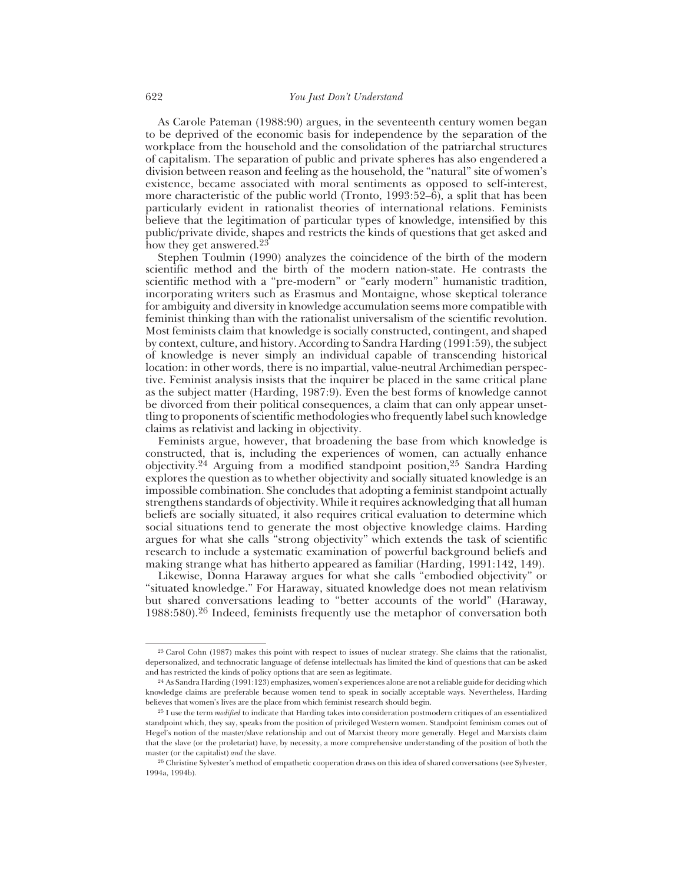As Carole Pateman (1988:90) argues, in the seventeenth century women began to be deprived of the economic basis for independence by the separation of the workplace from the household and the consolidation of the patriarchal structures of capitalism. The separation of public and private spheres has also engendered a division between reason and feeling as the household, the "natural" site of women's existence, became associated with moral sentiments as opposed to self-interest, more characteristic of the public world (Tronto, 1993:52–6), a split that has been particularly evident in rationalist theories of international relations. Feminists believe that the legitimation of particular types of knowledge, intensified by this public/private divide, shapes and restricts the kinds of questions that get asked and how they get answered.[23]

Stephen Toulmin (1990) analyzes the coincidence of the birth of the modern scientific method and the birth of the modern nation-state. He contrasts the scientific method with a "pre-modern" or "early modern" humanistic tradition, incorporating writers such as Erasmus and Montaigne, whose skeptical tolerance for ambiguity and diversity in knowledge accumulation seems more compatible with feminist thinking than with the rationalist universalism of the scientific revolution. Most feminists claim that knowledge is socially constructed, contingent, and shaped by context, culture, and history. According to Sandra Harding (1991:59), the subject of knowledge is never simply an individual capable of transcending historical location: in other words, there is no impartial, value-neutral Archimedian perspective. Feminist analysis insists that the inquirer be placed in the same critical plane as the subject matter (Harding, 1987:9). Even the best forms of knowledge cannot be divorced from their political consequences, a claim that can only appear unsettling to proponents of scientific methodologies who frequently label such knowledge claims as relativist and lacking in objectivity.

Feminists argue, however, that broadening the base from which knowledge is constructed, that is, including the experiences of women, can actually enhance objectivity.[24] Arguing from a modified standpoint position,[25] Sandra Harding explores the question as to whether objectivity and socially situated knowledge is an impossible combination. She concludes that adopting a feminist standpoint actually strengthens standards of objectivity. While it requires acknowledging that all human beliefs are socially situated, it also requires critical evaluation to determine which social situations tend to generate the most objective knowledge claims. Harding argues for what she calls "strong objectivity" which extends the task of scientific research to include a systematic examination of powerful background beliefs and making strange what has hitherto appeared as familiar (Harding, 1991:142, 149).

Likewise, Donna Haraway argues for what she calls "embodied objectivity" or "situated knowledge." For Haraway, situated knowledge does not mean relativism but shared conversations leading to "better accounts of the world" (Haraway, 1988:580).[26] Indeed, feminists frequently use the metaphor of conversation both

---

[23] Carol Cohn (1987) makes this point with respect to issues of nuclear strategy. She claims that the rationalist, depersonalized, and technocratic language of defense intellectuals has limited the kind of questions that can be asked and has restricted the kinds of policy options that are seen as legitimate.

[24] As Sandra Harding (1991:123) emphasizes, women's experiences alone are not a reliable guide for deciding which knowledge claims are preferable because women tend to speak in socially acceptable ways. Nevertheless, Harding believes that women's lives are the place from which feminist research should begin.

[25] I use the term *modified* to indicate that Harding takes into consideration postmodern critiques of an essentialized standpoint which, they say, speaks from the position of privileged Western women. Standpoint feminism comes out of Hegel's notion of the master/slave relationship and out of Marxist theory more generally. Hegel and Marxists claim that the slave (or the proletariat) have, by necessity, a more comprehensive understanding of the position of both the master (or the capitalist) *and* the slave.

[26] Christine Sylvester's method of empathetic cooperation draws on this idea of shared conversations (see Sylvester, 1994a, 1994b).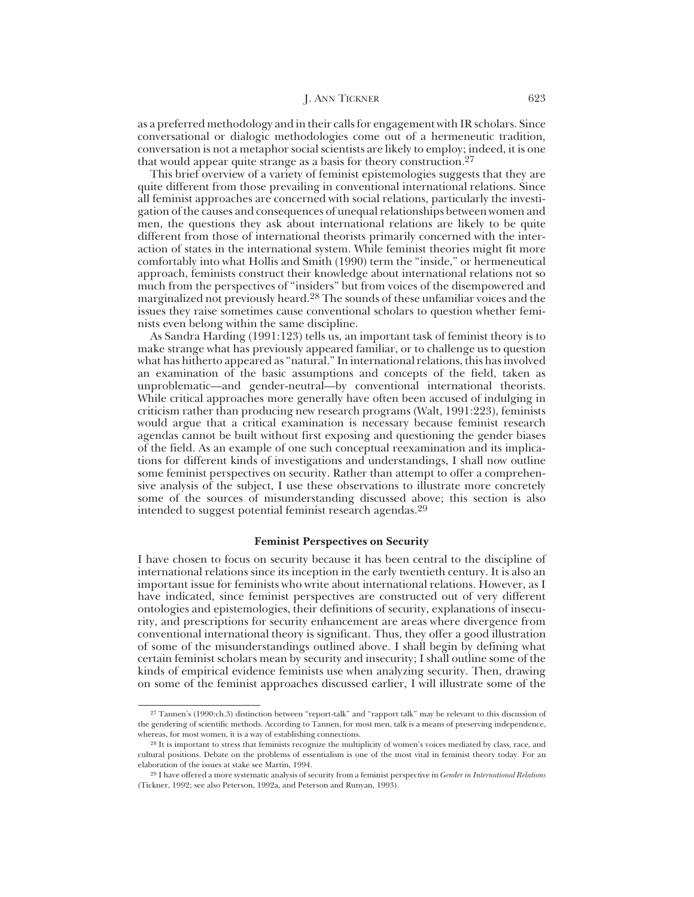as a preferred methodology and in their calls for engagement with IR scholars. Since conversational or dialogic methodologies come out of a hermeneutic tradition, conversation is not a metaphor social scientists are likely to employ; indeed, it is one that would appear quite strange as a basis for theory construction.[27]

This brief overview of a variety of feminist epistemologies suggests that they are quite different from those prevailing in conventional international relations. Since all feminist approaches are concerned with social relations, particularly the investigation of the causes and consequences of unequal relationships between women and men, the questions they ask about international relations are likely to be quite different from those of international theorists primarily concerned with the interaction of states in the international system. While feminist theories might fit more comfortably into what Hollis and Smith (1990) term the "inside," or hermeneutical approach, feminists construct their knowledge about international relations not so much from the perspectives of "insiders" but from voices of the disempowered and marginalized not previously heard.[28] The sounds of these unfamiliar voices and the issues they raise sometimes cause conventional scholars to question whether feminists even belong within the same discipline.

As Sandra Harding (1991:123) tells us, an important task of feminist theory is to make strange what has previously appeared familiar, or to challenge us to question what has hitherto appeared as "natural." In international relations, this has involved an examination of the basic assumptions and concepts of the field, taken as unproblematic—and gender-neutral—by conventional international theorists. While critical approaches more generally have often been accused of indulging in criticism rather than producing new research programs (Walt, 1991:223), feminists would argue that a critical examination is necessary because feminist research agendas cannot be built without first exposing and questioning the gender biases of the field. As an example of one such conceptual reexamination and its implications for different kinds of investigations and understandings, I shall now outline some feminist perspectives on security. Rather than attempt to offer a comprehensive analysis of the subject, I use these observations to illustrate more concretely some of the sources of misunderstanding discussed above; this section is also intended to suggest potential feminist research agendas.[29]

### Feminist Perspectives on Security

I have chosen to focus on security because it has been central to the discipline of international relations since its inception in the early twentieth century. It is also an important issue for feminists who write about international relations. However, as I have indicated, since feminist perspectives are constructed out of very different ontologies and epistemologies, their definitions of security, explanations of insecurity, and prescriptions for security enhancement are areas where divergence from conventional international theory is significant. Thus, they offer a good illustration of some of the misunderstandings outlined above. I shall begin by defining what certain feminist scholars mean by security and insecurity; I shall outline some of the kinds of empirical evidence feminists use when analyzing security. Then, drawing on some of the feminist approaches discussed earlier, I will illustrate some of the

---

[27] Tannen's (1990:ch.3) distinction between "report-talk" and "rapport talk" may be relevant to this discussion of the gendering of scientific methods. According to Tannen, for most men, talk is a means of preserving independence, whereas, for most women, it is a way of establishing connections.

[28] It is important to stress that feminists recognize the multiplicity of women's voices mediated by class, race, and cultural positions. Debate on the problems of essentialism is one of the most vital in feminist theory today. For an elaboration of the issues at stake see Martin, 1994.

[29] I have offered a more systematic analysis of security from a feminist perspective in *Gender in International Relations* (Tickner, 1992; see also Peterson, 1992a, and Peterson and Runyan, 1993).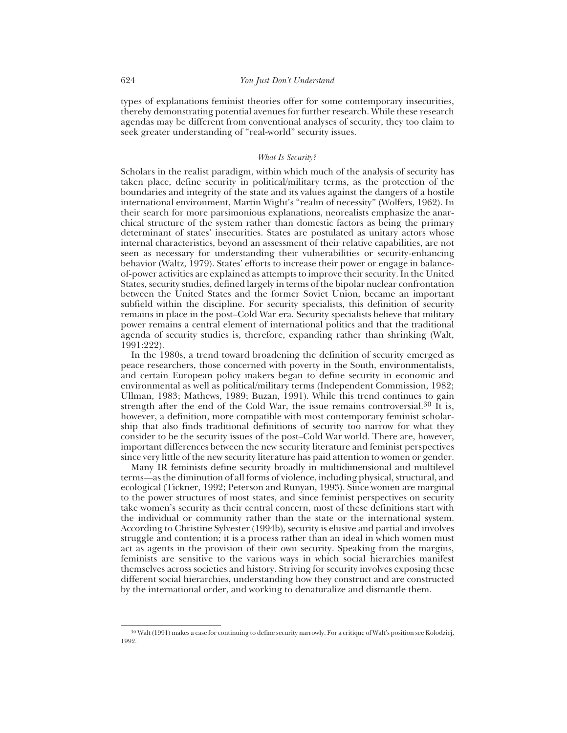types of explanations feminist theories offer for some contemporary insecurities, thereby demonstrating potential avenues for further research. While these research agendas may be different from conventional analyses of security, they too claim to seek greater understanding of "real-world" security issues.

### *What Is Security?*

Scholars in the realist paradigm, within which much of the analysis of security has taken place, define security in political/military terms, as the protection of the boundaries and integrity of the state and its values against the dangers of a hostile international environment, Martin Wight's "realm of necessity" (Wolfers, 1962). In their search for more parsimonious explanations, neorealists emphasize the anarchical structure of the system rather than domestic factors as being the primary determinant of states' insecurities. States are postulated as unitary actors whose internal characteristics, beyond an assessment of their relative capabilities, are not seen as necessary for understanding their vulnerabilities or security-enhancing behavior (Waltz, 1979). States' efforts to increase their power or engage in balance-of-power activities are explained as attempts to improve their security. In the United States, security studies, defined largely in terms of the bipolar nuclear confrontation between the United States and the former Soviet Union, became an important subfield within the discipline. For security specialists, this definition of security remains in place in the post–Cold War era. Security specialists believe that military power remains a central element of international politics and that the traditional agenda of security studies is, therefore, expanding rather than shrinking (Walt, 1991:222).

In the 1980s, a trend toward broadening the definition of security emerged as peace researchers, those concerned with poverty in the South, environmentalists, and certain European policy makers began to define security in economic and environmental as well as political/military terms (Independent Commission, 1982; Ullman, 1983; Mathews, 1989; Buzan, 1991). While this trend continues to gain strength after the end of the Cold War, the issue remains controversial.[30] It is, however, a definition, more compatible with most contemporary feminist scholarship that also finds traditional definitions of security too narrow for what they consider to be the security issues of the post–Cold War world. There are, however, important differences between the new security literature and feminist perspectives since very little of the new security literature has paid attention to women or gender.

Many IR feminists define security broadly in multidimensional and multilevel terms—as the diminution of all forms of violence, including physical, structural, and ecological (Tickner, 1992; Peterson and Runyan, 1993). Since women are marginal to the power structures of most states, and since feminist perspectives on security take women's security as their central concern, most of these definitions start with the individual or community rather than the state or the international system. According to Christine Sylvester (1994b), security is elusive and partial and involves struggle and contention; it is a process rather than an ideal in which women must act as agents in the provision of their own security. Speaking from the margins, feminists are sensitive to the various ways in which social hierarchies manifest themselves across societies and history. Striving for security involves exposing these different social hierarchies, understanding how they construct and are constructed by the international order, and working to denaturalize and dismantle them.

[30] Walt (1991) makes a case for continuing to define security narrowly. For a critique of Walt's position see Kolodziej, 1992.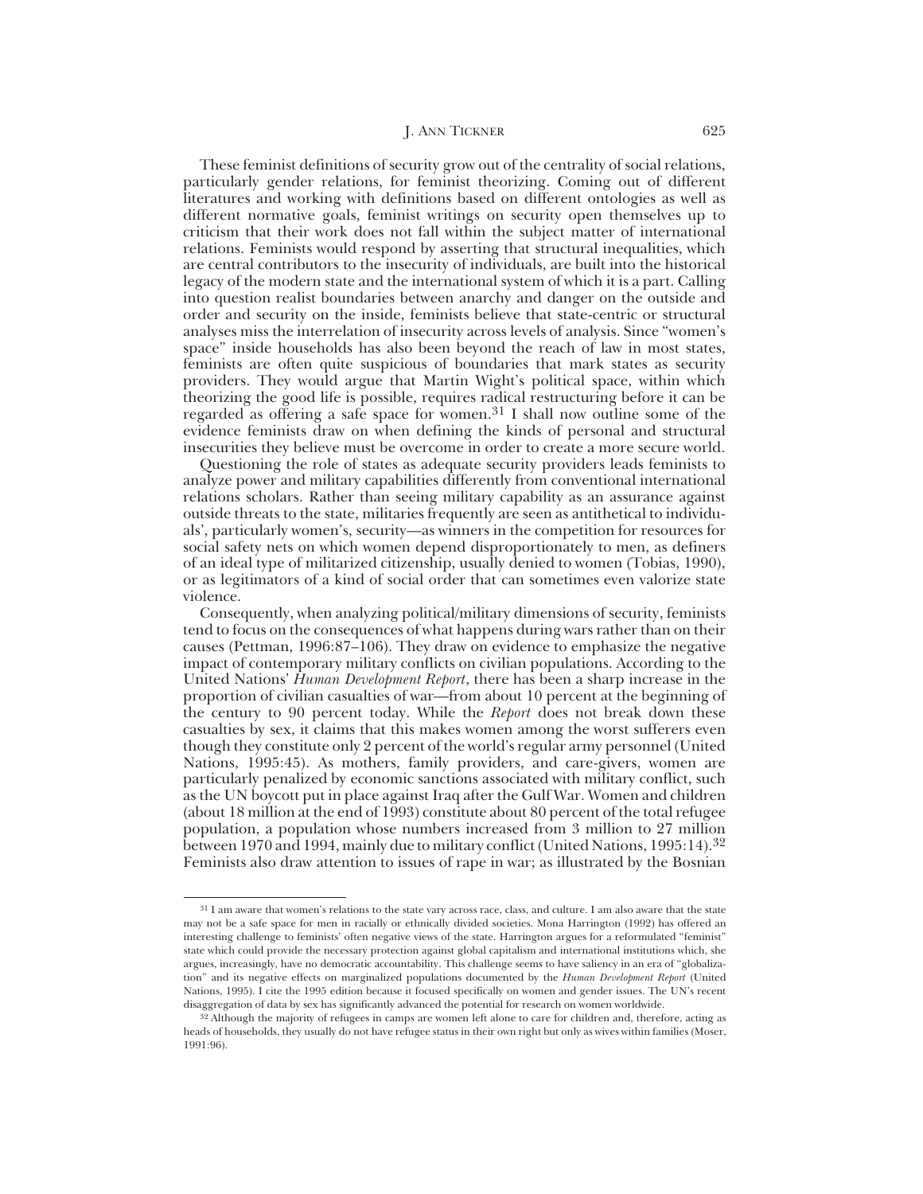These feminist definitions of security grow out of the centrality of social relations, particularly gender relations, for feminist theorizing. Coming out of different literatures and working with definitions based on different ontologies as well as different normative goals, feminist writings on security open themselves up to criticism that their work does not fall within the subject matter of international relations. Feminists would respond by asserting that structural inequalities, which are central contributors to the insecurity of individuals, are built into the historical legacy of the modern state and the international system of which it is a part. Calling into question realist boundaries between anarchy and danger on the outside and order and security on the inside, feminists believe that state-centric or structural analyses miss the interrelation of insecurity across levels of analysis. Since "women's space" inside households has also been beyond the reach of law in most states, feminists are often quite suspicious of boundaries that mark states as security providers. They would argue that Martin Wight's political space, within which theorizing the good life is possible, requires radical restructuring before it can be regarded as offering a safe space for women.[31] I shall now outline some of the evidence feminists draw on when defining the kinds of personal and structural insecurities they believe must be overcome in order to create a more secure world.

Questioning the role of states as adequate security providers leads feminists to analyze power and military capabilities differently from conventional international relations scholars. Rather than seeing military capability as an assurance against outside threats to the state, militaries frequently are seen as antithetical to individuals', particularly women's, security—as winners in the competition for resources for social safety nets on which women depend disproportionately to men, as definers of an ideal type of militarized citizenship, usually denied to women (Tobias, 1990), or as legitimators of a kind of social order that can sometimes even valorize state violence.

Consequently, when analyzing political/military dimensions of security, feminists tend to focus on the consequences of what happens during wars rather than on their causes (Pettman, 1996:87–106). They draw on evidence to emphasize the negative impact of contemporary military conflicts on civilian populations. According to the United Nations' *Human Development Report*, there has been a sharp increase in the proportion of civilian casualties of war—from about 10 percent at the beginning of the century to 90 percent today. While the *Report* does not break down these casualties by sex, it claims that this makes women among the worst sufferers even though they constitute only 2 percent of the world's regular army personnel (United Nations, 1995:45). As mothers, family providers, and care-givers, women are particularly penalized by economic sanctions associated with military conflict, such as the UN boycott put in place against Iraq after the Gulf War. Women and children (about 18 million at the end of 1993) constitute about 80 percent of the total refugee population, a population whose numbers increased from 3 million to 27 million between 1970 and 1994, mainly due to military conflict (United Nations, 1995:14).[32] Feminists also draw attention to issues of rape in war; as illustrated by the Bosnian

---

[31] I am aware that women's relations to the state vary across race, class, and culture. I am also aware that the state may not be a safe space for men in racially or ethnically divided societies. Mona Harrington (1992) has offered an interesting challenge to feminists' often negative views of the state. Harrington argues for a reformulated "feminist" state which could provide the necessary protection against global capitalism and international institutions which, she argues, increasingly, have no democratic accountability. This challenge seems to have saliency in an era of "globalization" and its negative effects on marginalized populations documented by the *Human Development Report* (United Nations, 1995). I cite the 1995 edition because it focused specifically on women and gender issues. The UN's recent disaggregation of data by sex has significantly advanced the potential for research on women worldwide.

[32] Although the majority of refugees in camps are women left alone to care for children and, therefore, acting as heads of households, they usually do not have refugee status in their own right but only as wives within families (Moser, 1991:96).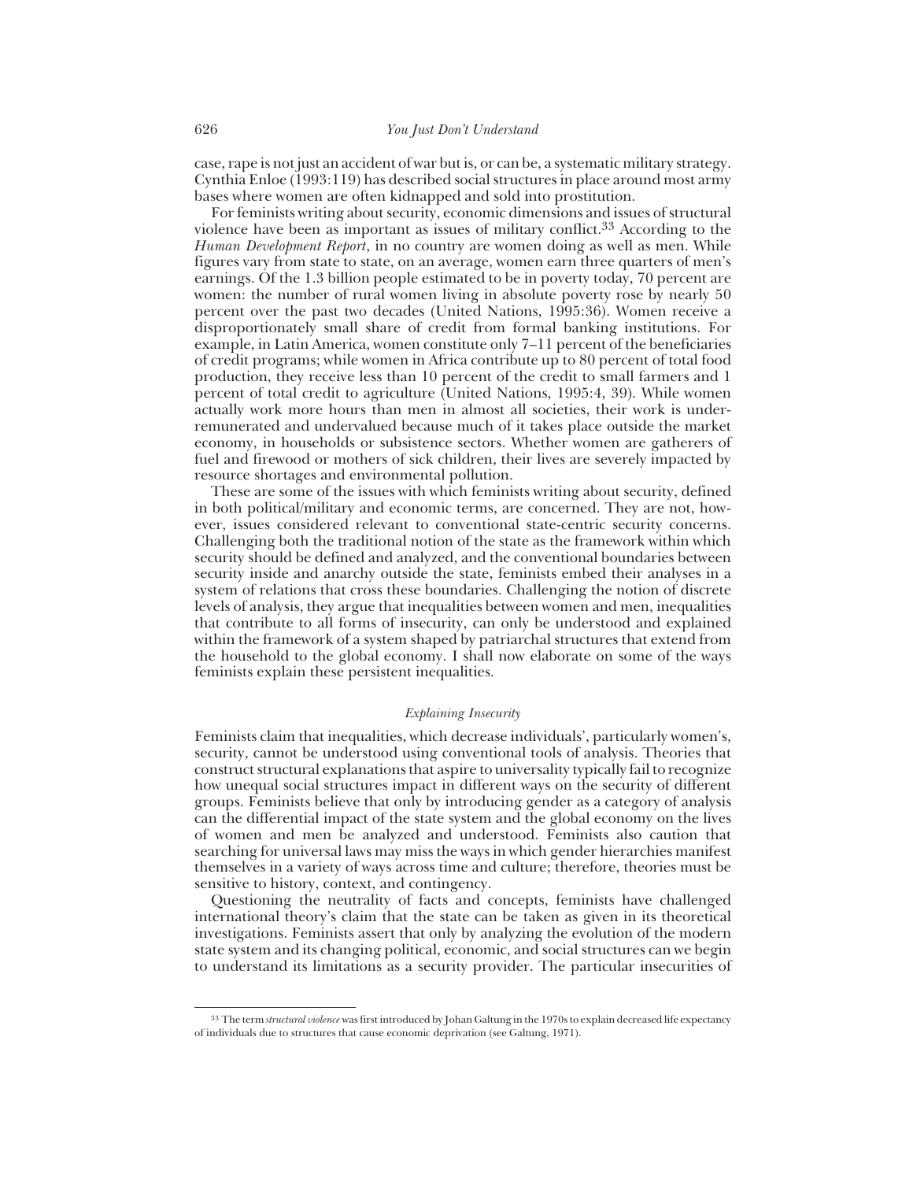case, rape is not just an accident of war but is, or can be, a systematic military strategy. Cynthia Enloe (1993:119) has described social structures in place around most army bases where women are often kidnapped and sold into prostitution.

For feminists writing about security, economic dimensions and issues of structural violence have been as important as issues of military conflict.[33] According to the *Human Development Report*, in no country are women doing as well as men. While figures vary from state to state, on an average, women earn three quarters of men's earnings. Of the 1.3 billion people estimated to be in poverty today, 70 percent are women: the number of rural women living in absolute poverty rose by nearly 50 percent over the past two decades (United Nations, 1995:36). Women receive a disproportionately small share of credit from formal banking institutions. For example, in Latin America, women constitute only 7–11 percent of the beneficiaries of credit programs; while women in Africa contribute up to 80 percent of total food production, they receive less than 10 percent of the credit to small farmers and 1 percent of total credit to agriculture (United Nations, 1995:4, 39). While women actually work more hours than men in almost all societies, their work is under-remunerated and undervalued because much of it takes place outside the market economy, in households or subsistence sectors. Whether women are gatherers of fuel and firewood or mothers of sick children, their lives are severely impacted by resource shortages and environmental pollution.

These are some of the issues with which feminists writing about security, defined in both political/military and economic terms, are concerned. They are not, however, issues considered relevant to conventional state-centric security concerns. Challenging both the traditional notion of the state as the framework within which security should be defined and analyzed, and the conventional boundaries between security inside and anarchy outside the state, feminists embed their analyses in a system of relations that cross these boundaries. Challenging the notion of discrete levels of analysis, they argue that inequalities between women and men, inequalities that contribute to all forms of insecurity, can only be understood and explained within the framework of a system shaped by patriarchal structures that extend from the household to the global economy. I shall now elaborate on some of the ways feminists explain these persistent inequalities.

### *Explaining Insecurity*

Feminists claim that inequalities, which decrease individuals', particularly women's, security, cannot be understood using conventional tools of analysis. Theories that construct structural explanations that aspire to universality typically fail to recognize how unequal social structures impact in different ways on the security of different groups. Feminists believe that only by introducing gender as a category of analysis can the differential impact of the state system and the global economy on the lives of women and men be analyzed and understood. Feminists also caution that searching for universal laws may miss the ways in which gender hierarchies manifest themselves in a variety of ways across time and culture; therefore, theories must be sensitive to history, context, and contingency.

Questioning the neutrality of facts and concepts, feminists have challenged international theory's claim that the state can be taken as given in its theoretical investigations. Feminists assert that only by analyzing the evolution of the modern state system and its changing political, economic, and social structures can we begin to understand its limitations as a security provider. The particular insecurities of

---

[33] The term *structural violence* was first introduced by Johan Galtung in the 1970s to explain decreased life expectancy of individuals due to structures that cause economic deprivation (see Galtung, 1971).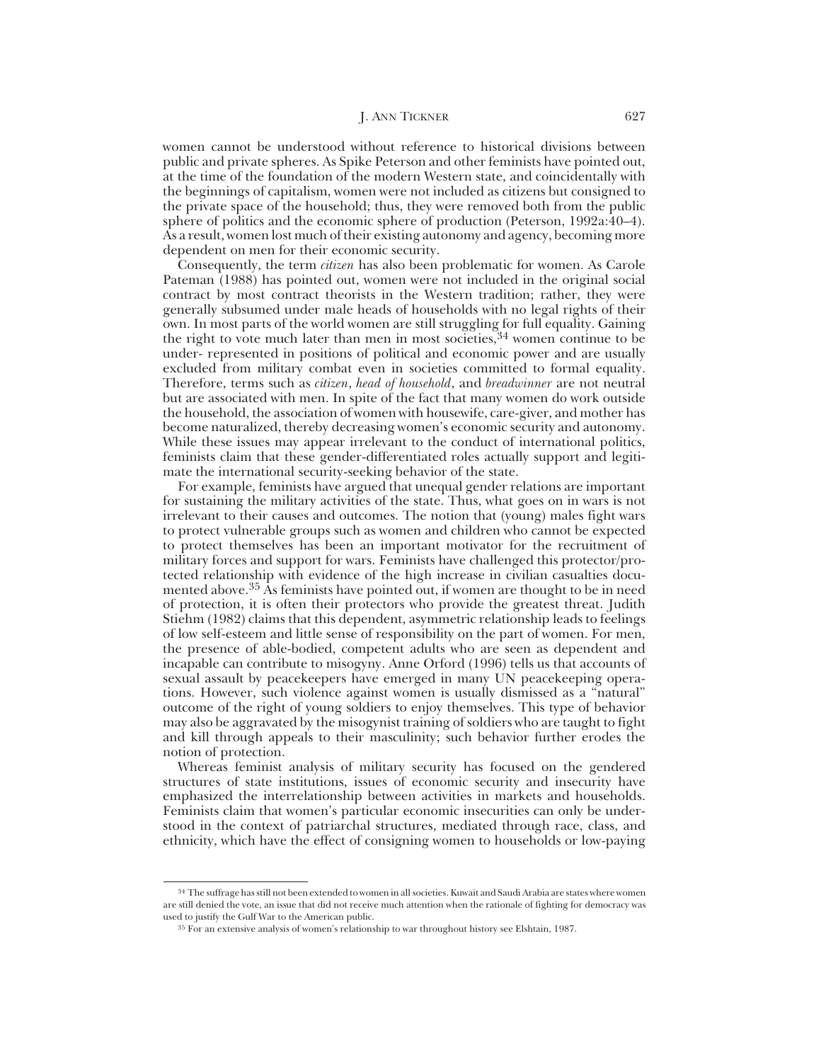women cannot be understood without reference to historical divisions between public and private spheres. As Spike Peterson and other feminists have pointed out, at the time of the foundation of the modern Western state, and coincidentally with the beginnings of capitalism, women were not included as citizens but consigned to the private space of the household; thus, they were removed both from the public sphere of politics and the economic sphere of production (Peterson, 1992a:40–4). As a result, women lost much of their existing autonomy and agency, becoming more dependent on men for their economic security.

Consequently, the term *citizen* has also been problematic for women. As Carole Pateman (1988) has pointed out, women were not included in the original social contract by most contract theorists in the Western tradition; rather, they were generally subsumed under male heads of households with no legal rights of their own. In most parts of the world women are still struggling for full equality. Gaining the right to vote much later than men in most societies,[34] women continue to be under- represented in positions of political and economic power and are usually excluded from military combat even in societies committed to formal equality. Therefore, terms such as *citizen*, *head of household*, and *breadwinner* are not neutral but are associated with men. In spite of the fact that many women do work outside the household, the association of women with housewife, care-giver, and mother has become naturalized, thereby decreasing women's economic security and autonomy. While these issues may appear irrelevant to the conduct of international politics, feminists claim that these gender-differentiated roles actually support and legitimate the international security-seeking behavior of the state.

For example, feminists have argued that unequal gender relations are important for sustaining the military activities of the state. Thus, what goes on in wars is not irrelevant to their causes and outcomes. The notion that (young) males fight wars to protect vulnerable groups such as women and children who cannot be expected to protect themselves has been an important motivator for the recruitment of military forces and support for wars. Feminists have challenged this protector/protected relationship with evidence of the high increase in civilian casualties documented above.[35] As feminists have pointed out, if women are thought to be in need of protection, it is often their protectors who provide the greatest threat. Judith Stiehm (1982) claims that this dependent, asymmetric relationship leads to feelings of low self-esteem and little sense of responsibility on the part of women. For men, the presence of able-bodied, competent adults who are seen as dependent and incapable can contribute to misogyny. Anne Orford (1996) tells us that accounts of sexual assault by peacekeepers have emerged in many UN peacekeeping operations. However, such violence against women is usually dismissed as a "natural" outcome of the right of young soldiers to enjoy themselves. This type of behavior may also be aggravated by the misogynist training of soldiers who are taught to fight and kill through appeals to their masculinity; such behavior further erodes the notion of protection.

Whereas feminist analysis of military security has focused on the gendered structures of state institutions, issues of economic security and insecurity have emphasized the interrelationship between activities in markets and households. Feminists claim that women's particular economic insecurities can only be understood in the context of patriarchal structures, mediated through race, class, and ethnicity, which have the effect of consigning women to households or low-paying

[34] The suffrage has still not been extended to women in all societies. Kuwait and Saudi Arabia are states where women are still denied the vote, an issue that did not receive much attention when the rationale of fighting for democracy was used to justify the Gulf War to the American public.

[35] For an extensive analysis of women's relationship to war throughout history see Elshtain, 1987.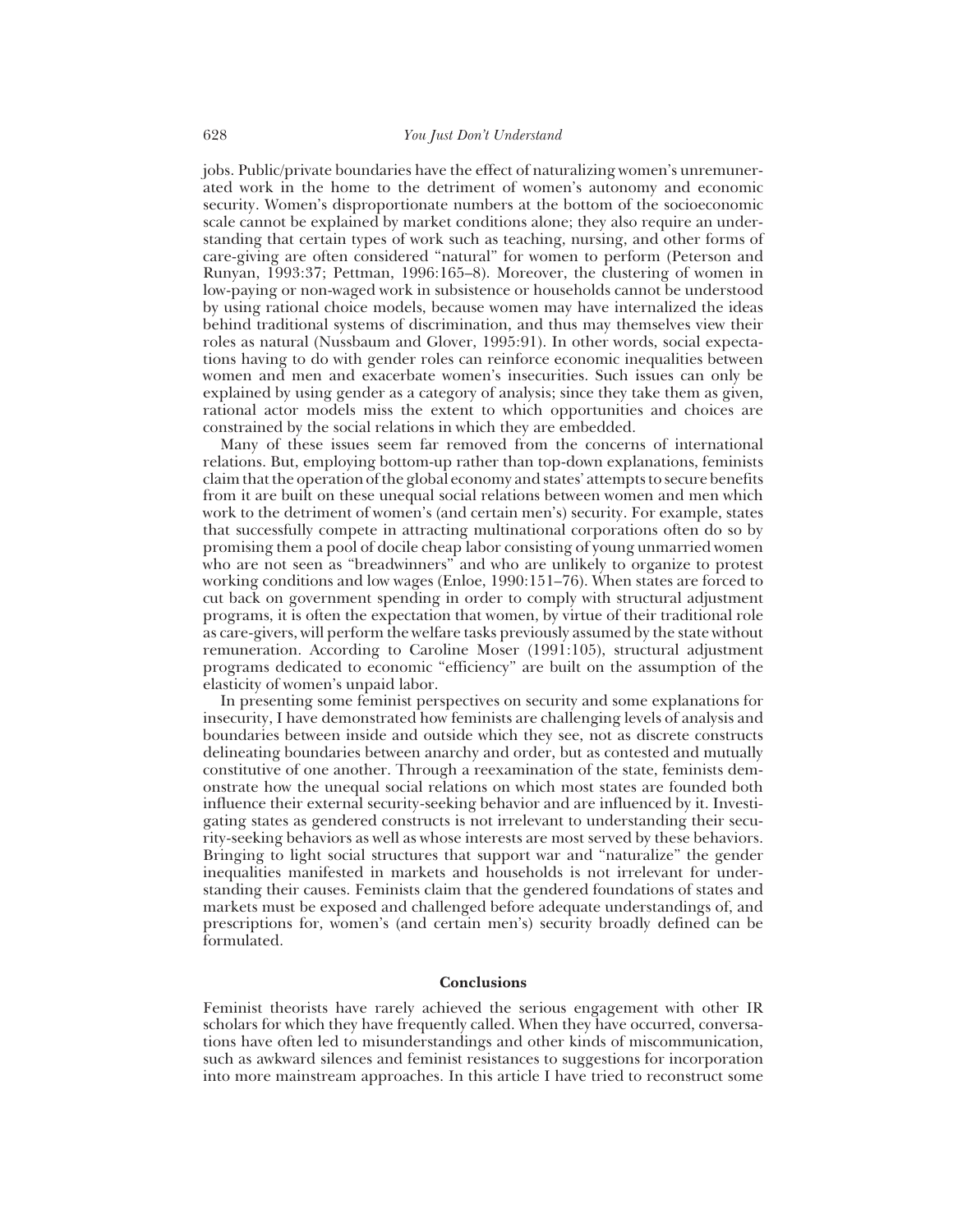jobs. Public/private boundaries have the effect of naturalizing women's unremunerated work in the home to the detriment of women's autonomy and economic security. Women's disproportionate numbers at the bottom of the socioeconomic scale cannot be explained by market conditions alone; they also require an understanding that certain types of work such as teaching, nursing, and other forms of care-giving are often considered "natural" for women to perform (Peterson and Runyan, 1993:37; Pettman, 1996:165–8). Moreover, the clustering of women in low-paying or non-waged work in subsistence or households cannot be understood by using rational choice models, because women may have internalized the ideas behind traditional systems of discrimination, and thus may themselves view their roles as natural (Nussbaum and Glover, 1995:91). In other words, social expectations having to do with gender roles can reinforce economic inequalities between women and men and exacerbate women's insecurities. Such issues can only be explained by using gender as a category of analysis; since they take them as given, rational actor models miss the extent to which opportunities and choices are constrained by the social relations in which they are embedded.

Many of these issues seem far removed from the concerns of international relations. But, employing bottom-up rather than top-down explanations, feminists claim that the operation of the global economy and states' attempts to secure benefits from it are built on these unequal social relations between women and men which work to the detriment of women's (and certain men's) security. For example, states that successfully compete in attracting multinational corporations often do so by promising them a pool of docile cheap labor consisting of young unmarried women who are not seen as "breadwinners" and who are unlikely to organize to protest working conditions and low wages (Enloe, 1990:151–76). When states are forced to cut back on government spending in order to comply with structural adjustment programs, it is often the expectation that women, by virtue of their traditional role as care-givers, will perform the welfare tasks previously assumed by the state without remuneration. According to Caroline Moser (1991:105), structural adjustment programs dedicated to economic "efficiency" are built on the assumption of the elasticity of women's unpaid labor.

In presenting some feminist perspectives on security and some explanations for insecurity, I have demonstrated how feminists are challenging levels of analysis and boundaries between inside and outside which they see, not as discrete constructs delineating boundaries between anarchy and order, but as contested and mutually constitutive of one another. Through a reexamination of the state, feminists demonstrate how the unequal social relations on which most states are founded both influence their external security-seeking behavior and are influenced by it. Investigating states as gendered constructs is not irrelevant to understanding their security-seeking behaviors as well as whose interests are most served by these behaviors. Bringing to light social structures that support war and "naturalize" the gender inequalities manifested in markets and households is not irrelevant for understanding their causes. Feminists claim that the gendered foundations of states and markets must be exposed and challenged before adequate understandings of, and prescriptions for, women's (and certain men's) security broadly defined can be formulated.

## Conclusions

Feminist theorists have rarely achieved the serious engagement with other IR scholars for which they have frequently called. When they have occurred, conversations have often led to misunderstandings and other kinds of miscommunication, such as awkward silences and feminist resistances to suggestions for incorporation into more mainstream approaches. In this article I have tried to reconstruct some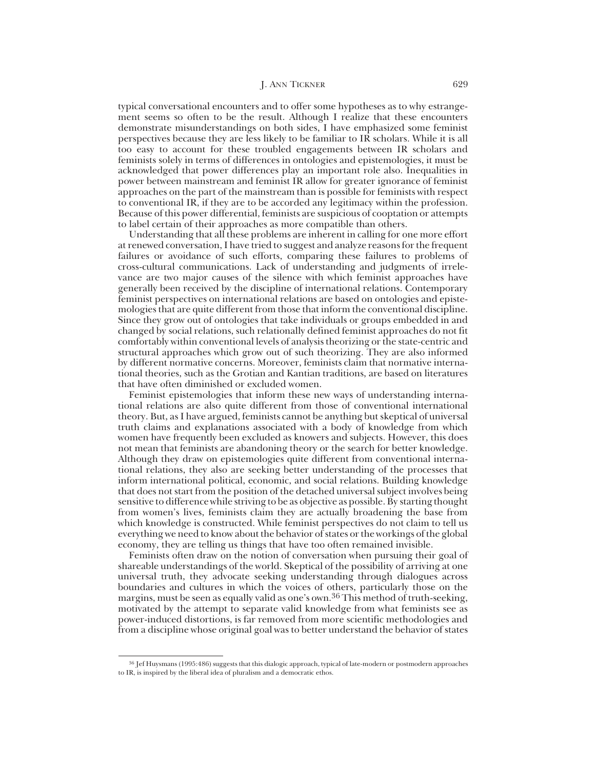typical conversational encounters and to offer some hypotheses as to why estrangement seems so often to be the result. Although I realize that these encounters demonstrate misunderstandings on both sides, I have emphasized some feminist perspectives because they are less likely to be familiar to IR scholars. While it is all too easy to account for these troubled engagements between IR scholars and feminists solely in terms of differences in ontologies and epistemologies, it must be acknowledged that power differences play an important role also. Inequalities in power between mainstream and feminist IR allow for greater ignorance of feminist approaches on the part of the mainstream than is possible for feminists with respect to conventional IR, if they are to be accorded any legitimacy within the profession. Because of this power differential, feminists are suspicious of cooptation or attempts to label certain of their approaches as more compatible than others.

Understanding that all these problems are inherent in calling for one more effort at renewed conversation, I have tried to suggest and analyze reasons for the frequent failures or avoidance of such efforts, comparing these failures to problems of cross-cultural communications. Lack of understanding and judgments of irrelevance are two major causes of the silence with which feminist approaches have generally been received by the discipline of international relations. Contemporary feminist perspectives on international relations are based on ontologies and epistemologies that are quite different from those that inform the conventional discipline. Since they grow out of ontologies that take individuals or groups embedded in and changed by social relations, such relationally defined feminist approaches do not fit comfortably within conventional levels of analysis theorizing or the state-centric and structural approaches which grow out of such theorizing. They are also informed by different normative concerns. Moreover, feminists claim that normative international theories, such as the Grotian and Kantian traditions, are based on literatures that have often diminished or excluded women.

Feminist epistemologies that inform these new ways of understanding international relations are also quite different from those of conventional international theory. But, as I have argued, feminists cannot be anything but skeptical of universal truth claims and explanations associated with a body of knowledge from which women have frequently been excluded as knowers and subjects. However, this does not mean that feminists are abandoning theory or the search for better knowledge. Although they draw on epistemologies quite different from conventional international relations, they also are seeking better understanding of the processes that inform international political, economic, and social relations. Building knowledge that does not start from the position of the detached universal subject involves being sensitive to difference while striving to be as objective as possible. By starting thought from women's lives, feminists claim they are actually broadening the base from which knowledge is constructed. While feminist perspectives do not claim to tell us everything we need to know about the behavior of states or the workings of the global economy, they are telling us things that have too often remained invisible.

Feminists often draw on the notion of conversation when pursuing their goal of shareable understandings of the world. Skeptical of the possibility of arriving at one universal truth, they advocate seeking understanding through dialogues across boundaries and cultures in which the voices of others, particularly those on the margins, must be seen as equally valid as one's own.[36] This method of truth-seeking, motivated by the attempt to separate valid knowledge from what feminists see as power-induced distortions, is far removed from more scientific methodologies and from a discipline whose original goal was to better understand the behavior of states

[36] Jef Huysmans (1995:486) suggests that this dialogic approach, typical of late-modern or postmodern approaches to IR, is inspired by the liberal idea of pluralism and a democratic ethos.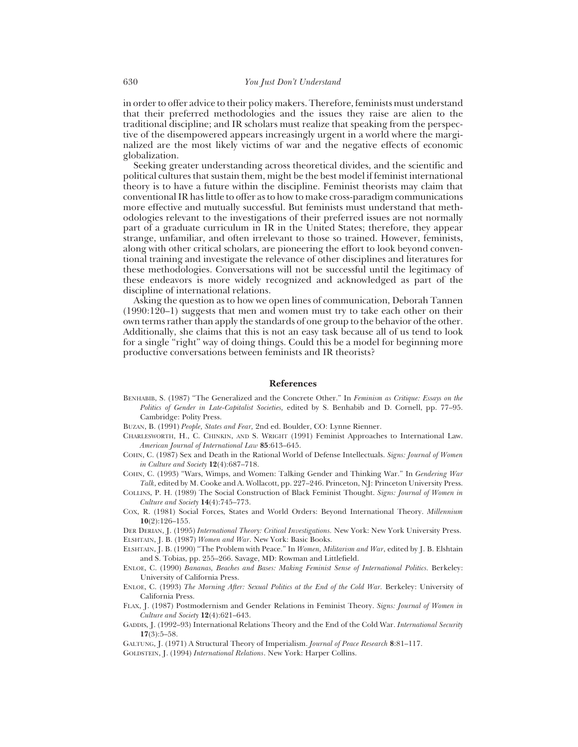in order to offer advice to their policy makers. Therefore, feminists must understand that their preferred methodologies and the issues they raise are alien to the traditional discipline; and IR scholars must realize that speaking from the perspective of the disempowered appears increasingly urgent in a world where the marginalized are the most likely victims of war and the negative effects of economic globalization.

Seeking greater understanding across theoretical divides, and the scientific and political cultures that sustain them, might be the best model if feminist international theory is to have a future within the discipline. Feminist theorists may claim that conventional IR has little to offer as to how to make cross-paradigm communications more effective and mutually successful. But feminists must understand that methodologies relevant to the investigations of their preferred issues are not normally part of a graduate curriculum in IR in the United States; therefore, they appear strange, unfamiliar, and often irrelevant to those so trained. However, feminists, along with other critical scholars, are pioneering the effort to look beyond conventional training and investigate the relevance of other disciplines and literatures for these methodologies. Conversations will not be successful until the legitimacy of these endeavors is more widely recognized and acknowledged as part of the discipline of international relations.

Asking the question as to how we open lines of communication, Deborah Tannen (1990:120–1) suggests that men and women must try to take each other on their own terms rather than apply the standards of one group to the behavior of the other. Additionally, she claims that this is not an easy task because all of us tend to look for a single "right" way of doing things. Could this be a model for beginning more productive conversations between feminists and IR theorists?

## References

BENHABIB, S. (1987) "The Generalized and the Concrete Other." In *Feminism as Critique: Essays on the Politics of Gender in Late-Capitalist Societies,* edited by S. Benhabib and D. Cornell, pp. 77–95. Cambridge: Polity Press.

BUZAN, B. (1991) *People, States and Fear,* 2nd ed. Boulder, CO: Lynne Rienner.

CHARLESWORTH, H., C. CHINKIN, AND S. WRIGHT (1991) Feminist Approaches to International Law. *American Journal of International Law* **85**:613–645.

COHN, C. (1987) Sex and Death in the Rational World of Defense Intellectuals. *Signs: Journal of Women in Culture and Society* **12**(4):687–718.

COHN, C. (1993) "Wars, Wimps, and Women: Talking Gender and Thinking War." In *Gendering War Talk*, edited by M. Cooke and A. Wollacott, pp. 227–246. Princeton, NJ: Princeton University Press.

COLLINS, P. H. (1989) The Social Construction of Black Feminist Thought. *Signs: Journal of Women in Culture and Society* **14**(4):745–773.

COX, R. (1981) Social Forces, States and World Orders: Beyond International Theory. *Millennium* **10**(2):126–155.

DER DERIAN, J. (1995) *International Theory: Critical Investigations.* New York: New York University Press.

ELSHTAIN, J. B. (1987) *Women and War*. New York: Basic Books.

ELSHTAIN, J. B. (1990) "The Problem with Peace." In *Women, Militarism and War*, edited by J. B. Elshtain and S. Tobias, pp. 255–266. Savage, MD: Rowman and Littlefield.

ENLOE, C. (1990) *Bananas, Beaches and Bases: Making Feminist Sense of International Politics.* Berkeley: University of California Press.

ENLOE, C. (1993) *The Morning After: Sexual Politics at the End of the Cold War.* Berkeley: University of California Press.

FLAX, J. (1987) Postmodernism and Gender Relations in Feminist Theory. *Signs: Journal of Women in Culture and Society* **12**(4):621–643.

GADDIS, J. (1992–93) International Relations Theory and the End of the Cold War. *International Security* **17**(3):5–58.

GALTUNG, J. (1971) A Structural Theory of Imperialism. *Journal of Peace Research* **8**:81–117.

GOLDSTEIN, J. (1994) *International Relations*. New York: Harper Collins.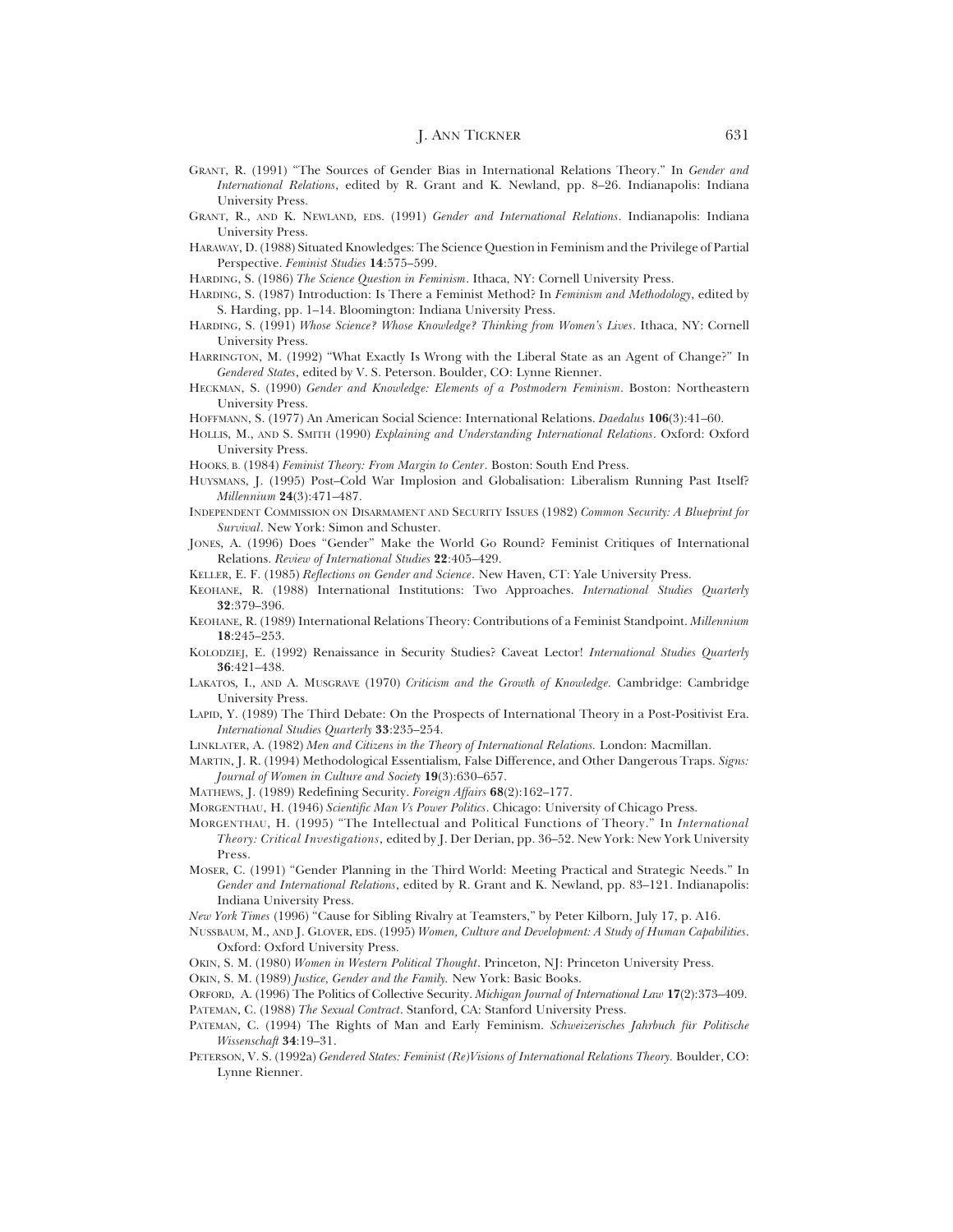Grant, R. (1991) "The Sources of Gender Bias in International Relations Theory." In *Gender and International Relations*, edited by R. Grant and K. Newland, pp. 8–26. Indianapolis: Indiana University Press.

Grant, R., and K. Newland, eds. (1991) *Gender and International Relations*. Indianapolis: Indiana University Press.

Haraway, D. (1988) Situated Knowledges: The Science Question in Feminism and the Privilege of Partial Perspective. *Feminist Studies* **14**:575–599.

Harding, S. (1986) *The Science Question in Feminism*. Ithaca, NY: Cornell University Press.

Harding, S. (1987) Introduction: Is There a Feminist Method? In *Feminism and Methodology*, edited by S. Harding, pp. 1–14. Bloomington: Indiana University Press.

Harding, S. (1991) *Whose Science? Whose Knowledge? Thinking from Women's Lives*. Ithaca, NY: Cornell University Press.

Harrington, M. (1992) "What Exactly Is Wrong with the Liberal State as an Agent of Change?" In *Gendered States*, edited by V. S. Peterson. Boulder, CO: Lynne Rienner.

Heckman, S. (1990) *Gender and Knowledge: Elements of a Postmodern Feminism*. Boston: Northeastern University Press.

Hoffmann, S. (1977) An American Social Science: International Relations. *Daedalus* **106**(3):41–60.

Hollis, M., and S. Smith (1990) *Explaining and Understanding International Relations*. Oxford: Oxford University Press.

hooks, b. (1984) *Feminist Theory: From Margin to Center*. Boston: South End Press.

Huysmans, J. (1995) Post–Cold War Implosion and Globalisation: Liberalism Running Past Itself? *Millennium* **24**(3):471–487.

Independent Commission on Disarmament and Security Issues (1982) *Common Security: A Blueprint for Survival*. New York: Simon and Schuster.

Jones, A. (1996) Does "Gender" Make the World Go Round? Feminist Critiques of International Relations. *Review of International Studies* **22**:405–429.

Keller, E. F. (1985) *Reflections on Gender and Science*. New Haven, CT: Yale University Press.

Keohane, R. (1988) International Institutions: Two Approaches. *International Studies Quarterly* **32**:379–396.

Keohane, R. (1989) International Relations Theory: Contributions of a Feminist Standpoint. *Millennium* **18**:245–253.

Kolodziej, E. (1992) Renaissance in Security Studies? Caveat Lector! *International Studies Quarterly* **36**:421–438.

Lakatos, I., and A. Musgrave (1970) *Criticism and the Growth of Knowledge*. Cambridge: Cambridge University Press.

Lapid, Y. (1989) The Third Debate: On the Prospects of International Theory in a Post-Positivist Era. *International Studies Quarterly* **33**:235–254.

Linklater, A. (1982) *Men and Citizens in the Theory of International Relations.* London: Macmillan.

Martin, J. R. (1994) Methodological Essentialism, False Difference, and Other Dangerous Traps. *Signs: Journal of Women in Culture and Society* **19**(3):630–657.

Mathews, J. (1989) Redefining Security. *Foreign Affairs* **68**(2):162–177.

Morgenthau, H. (1946) *Scientific Man Vs Power Politics*. Chicago: University of Chicago Press.

Morgenthau, H. (1995) "The Intellectual and Political Functions of Theory." In *International Theory: Critical Investigations*, edited by J. Der Derian, pp. 36–52. New York: New York University Press.

Moser, C. (1991) "Gender Planning in the Third World: Meeting Practical and Strategic Needs." In *Gender and International Relations*, edited by R. Grant and K. Newland, pp. 83–121. Indianapolis: Indiana University Press.

*New York Times* (1996) "Cause for Sibling Rivalry at Teamsters," by Peter Kilborn, July 17, p. A16.

Nussbaum, M., and J. Glover, eds. (1995) *Women, Culture and Development: A Study of Human Capabilities*. Oxford: Oxford University Press.

Okin, S. M. (1980) *Women in Western Political Thought*. Princeton, NJ: Princeton University Press.

Okin, S. M. (1989) *Justice, Gender and the Family.* New York: Basic Books.

Orford, A. (1996) The Politics of Collective Security. *Michigan Journal of International Law* **17**(2):373–409.

Pateman, C. (1988) *The Sexual Contract*. Stanford, CA: Stanford University Press.

Pateman, C. (1994) The Rights of Man and Early Feminism. *Schweizerisches Jahrbuch für Politische Wissenschaft* **34**:19–31.

Peterson, V. S. (1992a) *Gendered States: Feminist (Re)Visions of International Relations Theory.* Boulder, CO: Lynne Rienner.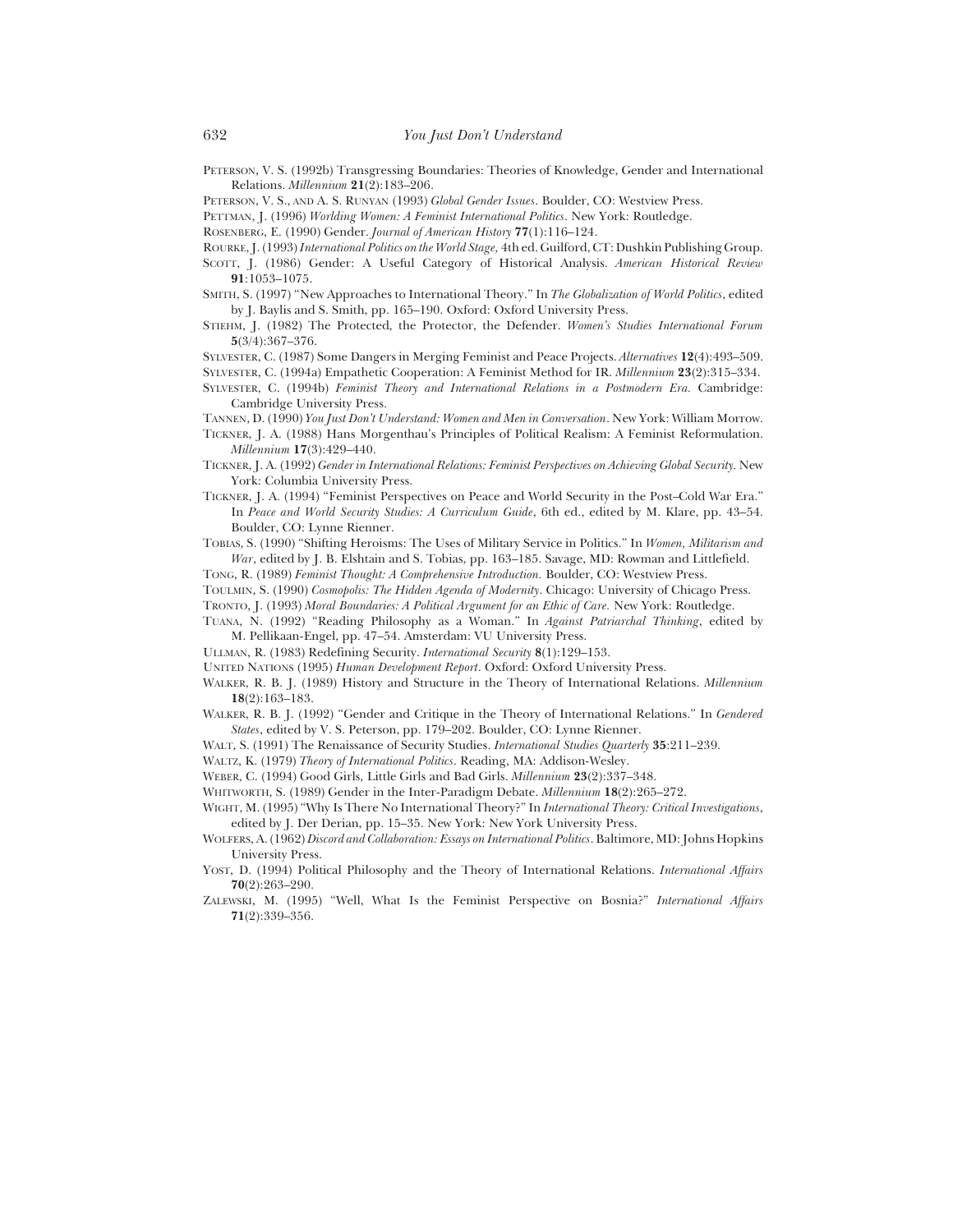Peterson, V. S. (1992b) Transgressing Boundaries: Theories of Knowledge, Gender and International Relations. *Millennium* **21**(2):183–206.

Peterson, V. S., and A. S. Runyan (1993) *Global Gender Issues*. Boulder, CO: Westview Press.

Pettman, J. (1996) *Worlding Women: A Feminist International Politics*. New York: Routledge.

Rosenberg, E. (1990) Gender. *Journal of American History* **77**(1):116–124.

Rourke, J. (1993) *International Politics on the World Stage*, 4th ed. Guilford, CT: Dushkin Publishing Group.

Scott, J. (1986) Gender: A Useful Category of Historical Analysis. *American Historical Review* **91**:1053–1075.

Smith, S. (1997) "New Approaches to International Theory." In *The Globalization of World Politics*, edited by J. Baylis and S. Smith, pp. 165–190. Oxford: Oxford University Press.

Stiehm, J. (1982) The Protected, the Protector, the Defender. *Women's Studies International Forum* **5**(3/4):367–376.

Sylvester, C. (1987) Some Dangers in Merging Feminist and Peace Projects. *Alternatives* **12**(4):493–509.

Sylvester, C. (1994a) Empathetic Cooperation: A Feminist Method for IR. *Millennium* **23**(2):315–334.

Sylvester, C. (1994b) *Feminist Theory and International Relations in a Postmodern Era*. Cambridge: Cambridge University Press.

Tannen, D. (1990) *You Just Don't Understand: Women and Men in Conversation*. New York: William Morrow.

Tickner, J. A. (1988) Hans Morgenthau's Principles of Political Realism: A Feminist Reformulation. *Millennium* **17**(3):429–440.

Tickner, J. A. (1992) *Gender in International Relations: Feminist Perspectives on Achieving Global Security*. New York: Columbia University Press.

Tickner, J. A. (1994) "Feminist Perspectives on Peace and World Security in the Post–Cold War Era." In *Peace and World Security Studies: A Curriculum Guide*, 6th ed., edited by M. Klare, pp. 43–54. Boulder, CO: Lynne Rienner.

Tobias, S. (1990) "Shifting Heroisms: The Uses of Military Service in Politics." In *Women, Militarism and War*, edited by J. B. Elshtain and S. Tobias, pp. 163–185. Savage, MD: Rowman and Littlefield.

Tong, R. (1989) *Feminist Thought: A Comprehensive Introduction*. Boulder, CO: Westview Press.

Toulmin, S. (1990) *Cosmopolis: The Hidden Agenda of Modernity*. Chicago: University of Chicago Press.

Tronto, J. (1993) *Moral Boundaries: A Political Argument for an Ethic of Care*. New York: Routledge.

Tuana, N. (1992) "Reading Philosophy as a Woman." In *Against Patriarchal Thinking*, edited by M. Pellikaan-Engel, pp. 47–54. Amsterdam: VU University Press.

Ullman, R. (1983) Redefining Security. *International Security* **8**(1):129–153.

United Nations (1995) *Human Development Report*. Oxford: Oxford University Press.

Walker, R. B. J. (1989) History and Structure in the Theory of International Relations. *Millennium* **18**(2):163–183.

Walker, R. B. J. (1992) "Gender and Critique in the Theory of International Relations." In *Gendered States*, edited by V. S. Peterson, pp. 179–202. Boulder, CO: Lynne Rienner.

Walt, S. (1991) The Renaissance of Security Studies. *International Studies Quarterly* **35**:211–239.

Waltz, K. (1979) *Theory of International Politics*. Reading, MA: Addison-Wesley.

Weber, C. (1994) Good Girls, Little Girls and Bad Girls. *Millennium* **23**(2):337–348.

Whitworth, S. (1989) Gender in the Inter-Paradigm Debate. *Millennium* **18**(2):265–272.

Wight, M. (1995) "Why Is There No International Theory?" In *International Theory: Critical Investigations*, edited by J. Der Derian, pp. 15–35. New York: New York University Press.

Wolfers, A. (1962) *Discord and Collaboration: Essays on International Politics*. Baltimore, MD: Johns Hopkins University Press.

Yost, D. (1994) Political Philosophy and the Theory of International Relations. *International Affairs* **70**(2):263–290.

Zalewski, M. (1995) "Well, What Is the Feminist Perspective on Bosnia?" *International Affairs* **71**(2):339–356.